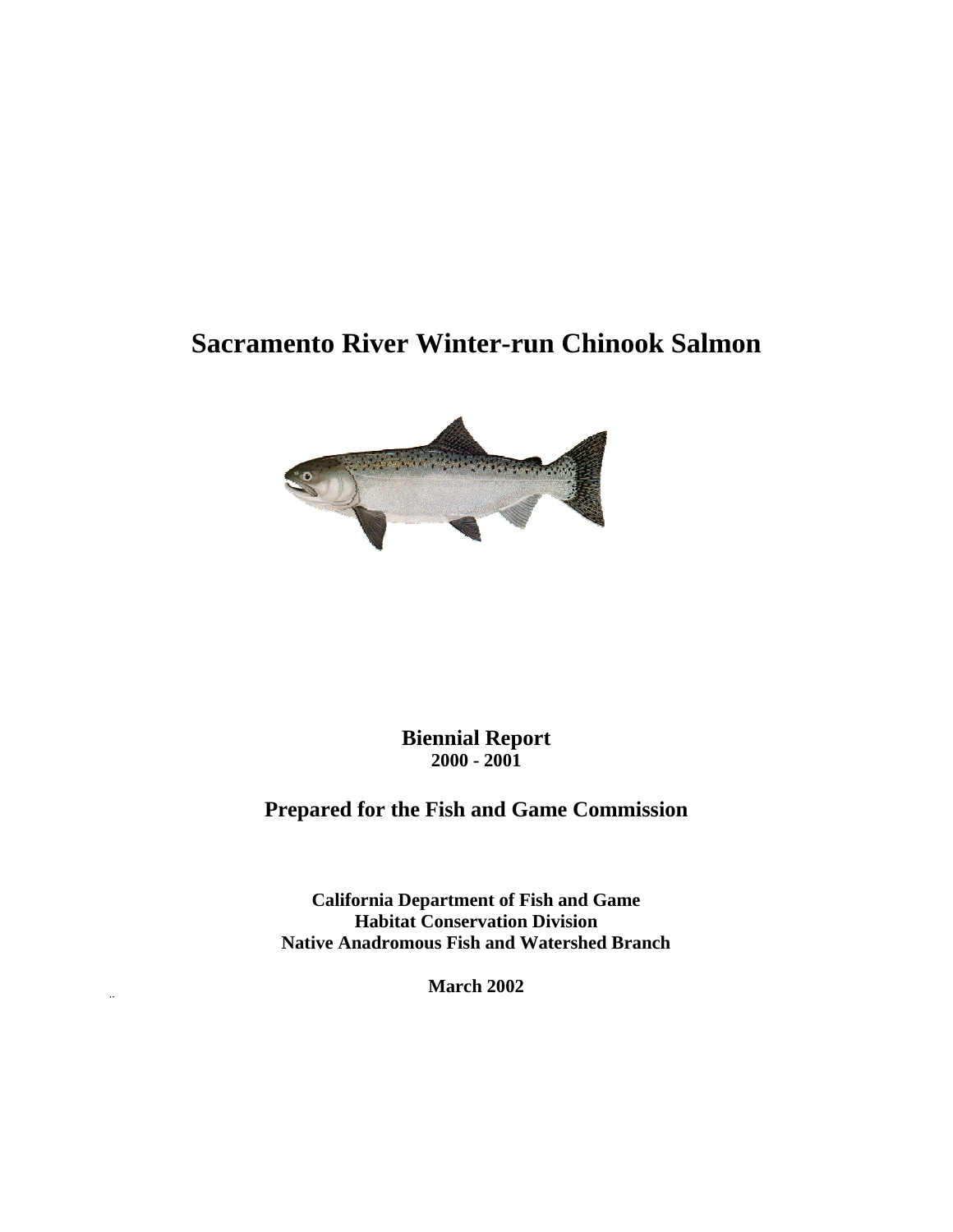# Sacramento River Winter-run Chinook Salmon

**Biennial Report**
**2000 - 2001**

## Prepared for the Fish and Game Commission

**California Department of Fish and Game**
**Habitat Conservation Division**
**Native Anadromous Fish and Watershed Branch**

**March 2002**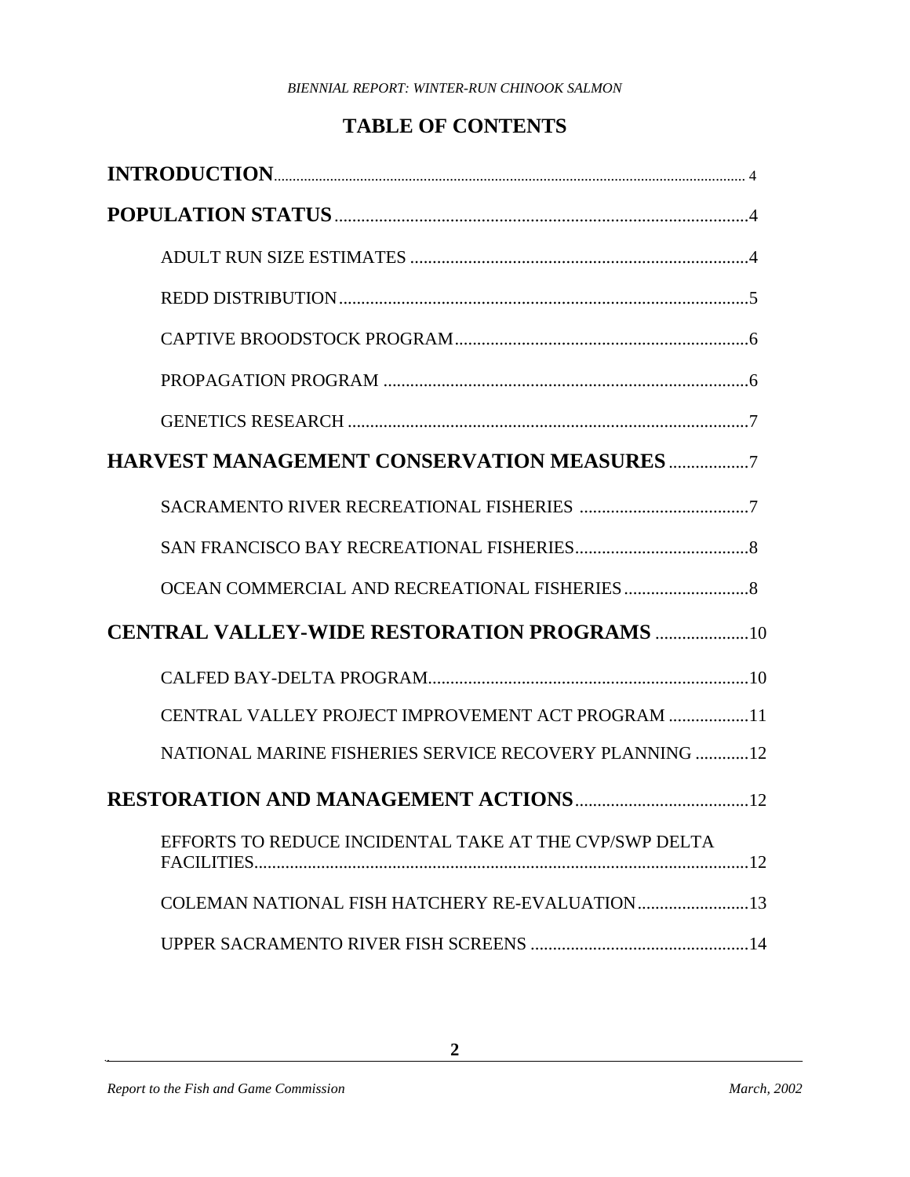# TABLE OF CONTENTS

**INTRODUCTION** .......... 4

**POPULATION STATUS** .......... 4

- ADULT RUN SIZE ESTIMATES .......... 4
- REDD DISTRIBUTION .......... 5
- CAPTIVE BROODSTOCK PROGRAM .......... 6
- PROPAGATION PROGRAM .......... 6
- GENETICS RESEARCH .......... 7

**HARVEST MANAGEMENT CONSERVATION MEASURES** .......... 7

- SACRAMENTO RIVER RECREATIONAL FISHERIES .......... 7
- SAN FRANCISCO BAY RECREATIONAL FISHERIES .......... 8
- OCEAN COMMERCIAL AND RECREATIONAL FISHERIES .......... 8

**CENTRAL VALLEY-WIDE RESTORATION PROGRAMS** .......... 10

- CALFED BAY-DELTA PROGRAM .......... 10
- CENTRAL VALLEY PROJECT IMPROVEMENT ACT PROGRAM .......... 11
- NATIONAL MARINE FISHERIES SERVICE RECOVERY PLANNING .......... 12

**RESTORATION AND MANAGEMENT ACTIONS** .......... 12

- EFFORTS TO REDUCE INCIDENTAL TAKE AT THE CVP/SWP DELTA FACILITIES .......... 12
- COLEMAN NATIONAL FISH HATCHERY RE-EVALUATION .......... 13
- UPPER SACRAMENTO RIVER FISH SCREENS .......... 14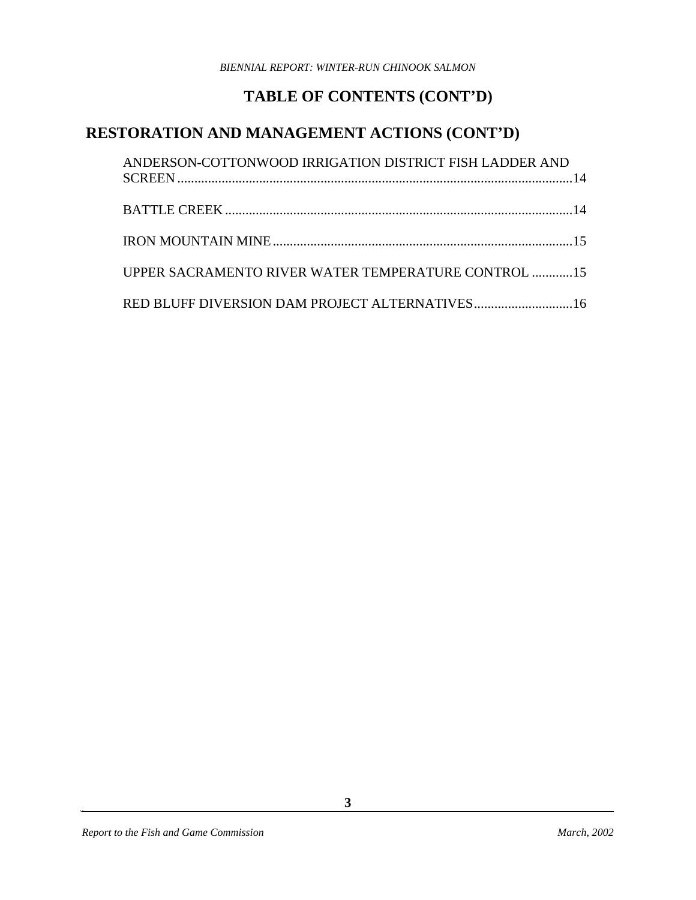# TABLE OF CONTENTS (CONT'D)

## RESTORATION AND MANAGEMENT ACTIONS (CONT'D)

ANDERSON-COTTONWOOD IRRIGATION DISTRICT FISH LADDER AND SCREEN ....................................................................................................................14

BATTLE CREEK .......................................................................................................14

IRON MOUNTAIN MINE..........................................................................................15

UPPER SACRAMENTO RIVER WATER TEMPERATURE CONTROL ............15

RED BLUFF DIVERSION DAM PROJECT ALTERNATIVES.............................16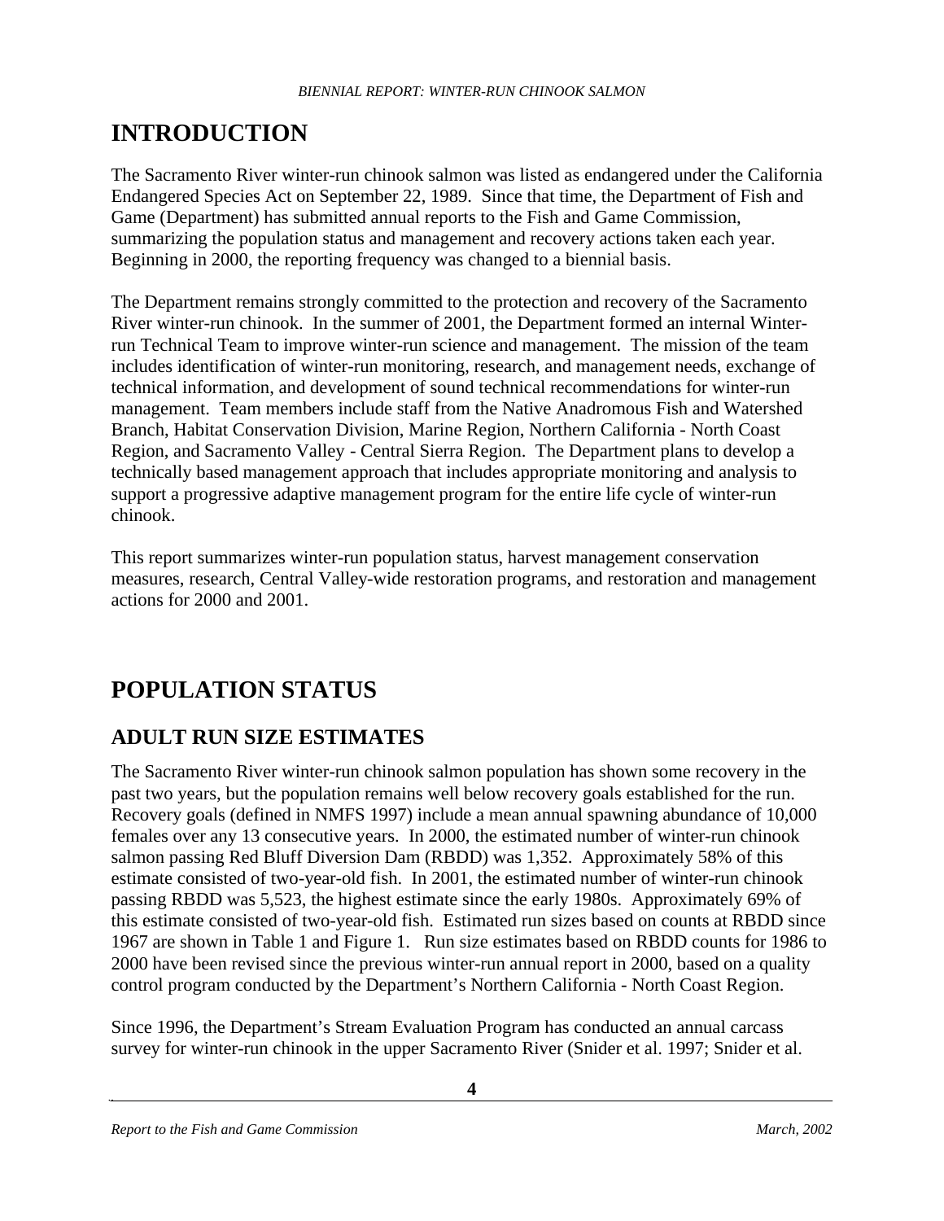# INTRODUCTION

The Sacramento River winter-run chinook salmon was listed as endangered under the California Endangered Species Act on September 22, 1989. Since that time, the Department of Fish and Game (Department) has submitted annual reports to the Fish and Game Commission, summarizing the population status and management and recovery actions taken each year. Beginning in 2000, the reporting frequency was changed to a biennial basis.

The Department remains strongly committed to the protection and recovery of the Sacramento River winter-run chinook. In the summer of 2001, the Department formed an internal Winter-run Technical Team to improve winter-run science and management. The mission of the team includes identification of winter-run monitoring, research, and management needs, exchange of technical information, and development of sound technical recommendations for winter-run management. Team members include staff from the Native Anadromous Fish and Watershed Branch, Habitat Conservation Division, Marine Region, Northern California - North Coast Region, and Sacramento Valley - Central Sierra Region. The Department plans to develop a technically based management approach that includes appropriate monitoring and analysis to support a progressive adaptive management program for the entire life cycle of winter-run chinook.

This report summarizes winter-run population status, harvest management conservation measures, research, Central Valley-wide restoration programs, and restoration and management actions for 2000 and 2001.

# POPULATION STATUS

## ADULT RUN SIZE ESTIMATES

The Sacramento River winter-run chinook salmon population has shown some recovery in the past two years, but the population remains well below recovery goals established for the run. Recovery goals (defined in NMFS 1997) include a mean annual spawning abundance of 10,000 females over any 13 consecutive years. In 2000, the estimated number of winter-run chinook salmon passing Red Bluff Diversion Dam (RBDD) was 1,352. Approximately 58% of this estimate consisted of two-year-old fish. In 2001, the estimated number of winter-run chinook passing RBDD was 5,523, the highest estimate since the early 1980s. Approximately 69% of this estimate consisted of two-year-old fish. Estimated run sizes based on counts at RBDD since 1967 are shown in Table 1 and Figure 1. Run size estimates based on RBDD counts for 1986 to 2000 have been revised since the previous winter-run annual report in 2000, based on a quality control program conducted by the Department's Northern California - North Coast Region.

Since 1996, the Department's Stream Evaluation Program has conducted an annual carcass survey for winter-run chinook in the upper Sacramento River (Snider et al. 1997; Snider et al.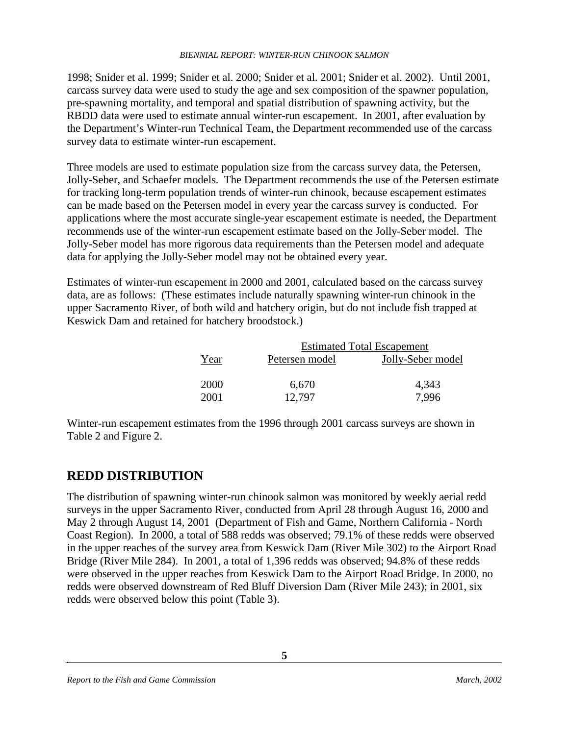1998; Snider et al. 1999; Snider et al. 2000; Snider et al. 2001; Snider et al. 2002). Until 2001, carcass survey data were used to study the age and sex composition of the spawner population, pre-spawning mortality, and temporal and spatial distribution of spawning activity, but the RBDD data were used to estimate annual winter-run escapement. In 2001, after evaluation by the Department's Winter-run Technical Team, the Department recommended use of the carcass survey data to estimate winter-run escapement.

Three models are used to estimate population size from the carcass survey data, the Petersen, Jolly-Seber, and Schaefer models. The Department recommends the use of the Petersen estimate for tracking long-term population trends of winter-run chinook, because escapement estimates can be made based on the Petersen model in every year the carcass survey is conducted. For applications where the most accurate single-year escapement estimate is needed, the Department recommends use of the winter-run escapement estimate based on the Jolly-Seber model. The Jolly-Seber model has more rigorous data requirements than the Petersen model and adequate data for applying the Jolly-Seber model may not be obtained every year.

Estimates of winter-run escapement in 2000 and 2001, calculated based on the carcass survey data, are as follows: (These estimates include naturally spawning winter-run chinook in the upper Sacramento River, of both wild and hatchery origin, but do not include fish trapped at Keswick Dam and retained for hatchery broodstock.)

| | Estimated Total Escapement | |
|---|---|---|
| Year | Petersen model | Jolly-Seber model |
| 2000 | 6,670 | 4,343 |
| 2001 | 12,797 | 7,996 |

Winter-run escapement estimates from the 1996 through 2001 carcass surveys are shown in Table 2 and Figure 2.

## REDD DISTRIBUTION

The distribution of spawning winter-run chinook salmon was monitored by weekly aerial redd surveys in the upper Sacramento River, conducted from April 28 through August 16, 2000 and May 2 through August 14, 2001 (Department of Fish and Game, Northern California - North Coast Region). In 2000, a total of 588 redds was observed; 79.1% of these redds were observed in the upper reaches of the survey area from Keswick Dam (River Mile 302) to the Airport Road Bridge (River Mile 284). In 2001, a total of 1,396 redds was observed; 94.8% of these redds were observed in the upper reaches from Keswick Dam to the Airport Road Bridge. In 2000, no redds were observed downstream of Red Bluff Diversion Dam (River Mile 243); in 2001, six redds were observed below this point (Table 3).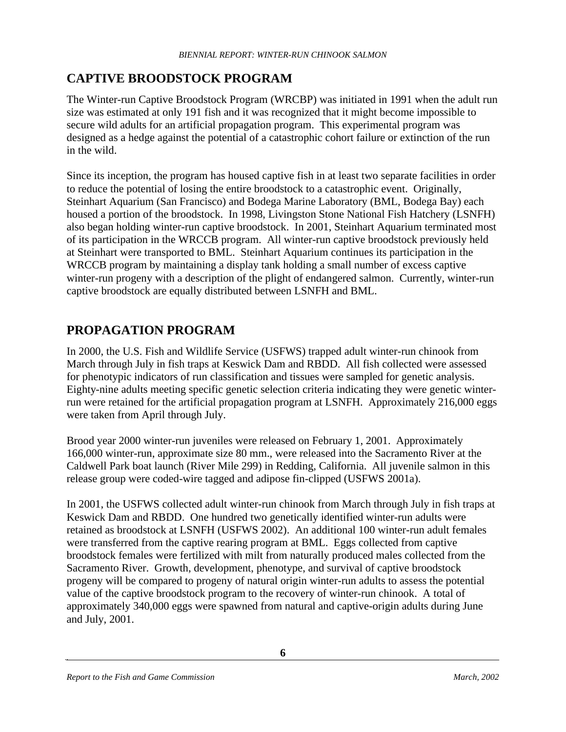## CAPTIVE BROODSTOCK PROGRAM

The Winter-run Captive Broodstock Program (WRCBP) was initiated in 1991 when the adult run size was estimated at only 191 fish and it was recognized that it might become impossible to secure wild adults for an artificial propagation program. This experimental program was designed as a hedge against the potential of a catastrophic cohort failure or extinction of the run in the wild.

Since its inception, the program has housed captive fish in at least two separate facilities in order to reduce the potential of losing the entire broodstock to a catastrophic event. Originally, Steinhart Aquarium (San Francisco) and Bodega Marine Laboratory (BML, Bodega Bay) each housed a portion of the broodstock. In 1998, Livingston Stone National Fish Hatchery (LSNFH) also began holding winter-run captive broodstock. In 2001, Steinhart Aquarium terminated most of its participation in the WRCCB program. All winter-run captive broodstock previously held at Steinhart were transported to BML. Steinhart Aquarium continues its participation in the WRCCB program by maintaining a display tank holding a small number of excess captive winter-run progeny with a description of the plight of endangered salmon. Currently, winter-run captive broodstock are equally distributed between LSNFH and BML.

## PROPAGATION PROGRAM

In 2000, the U.S. Fish and Wildlife Service (USFWS) trapped adult winter-run chinook from March through July in fish traps at Keswick Dam and RBDD. All fish collected were assessed for phenotypic indicators of run classification and tissues were sampled for genetic analysis. Eighty-nine adults meeting specific genetic selection criteria indicating they were genetic winter-run were retained for the artificial propagation program at LSNFH. Approximately 216,000 eggs were taken from April through July.

Brood year 2000 winter-run juveniles were released on February 1, 2001. Approximately 166,000 winter-run, approximate size 80 mm., were released into the Sacramento River at the Caldwell Park boat launch (River Mile 299) in Redding, California. All juvenile salmon in this release group were coded-wire tagged and adipose fin-clipped (USFWS 2001a).

In 2001, the USFWS collected adult winter-run chinook from March through July in fish traps at Keswick Dam and RBDD. One hundred two genetically identified winter-run adults were retained as broodstock at LSNFH (USFWS 2002). An additional 100 winter-run adult females were transferred from the captive rearing program at BML. Eggs collected from captive broodstock females were fertilized with milt from naturally produced males collected from the Sacramento River. Growth, development, phenotype, and survival of captive broodstock progeny will be compared to progeny of natural origin winter-run adults to assess the potential value of the captive broodstock program to the recovery of winter-run chinook. A total of approximately 340,000 eggs were spawned from natural and captive-origin adults during June and July, 2001.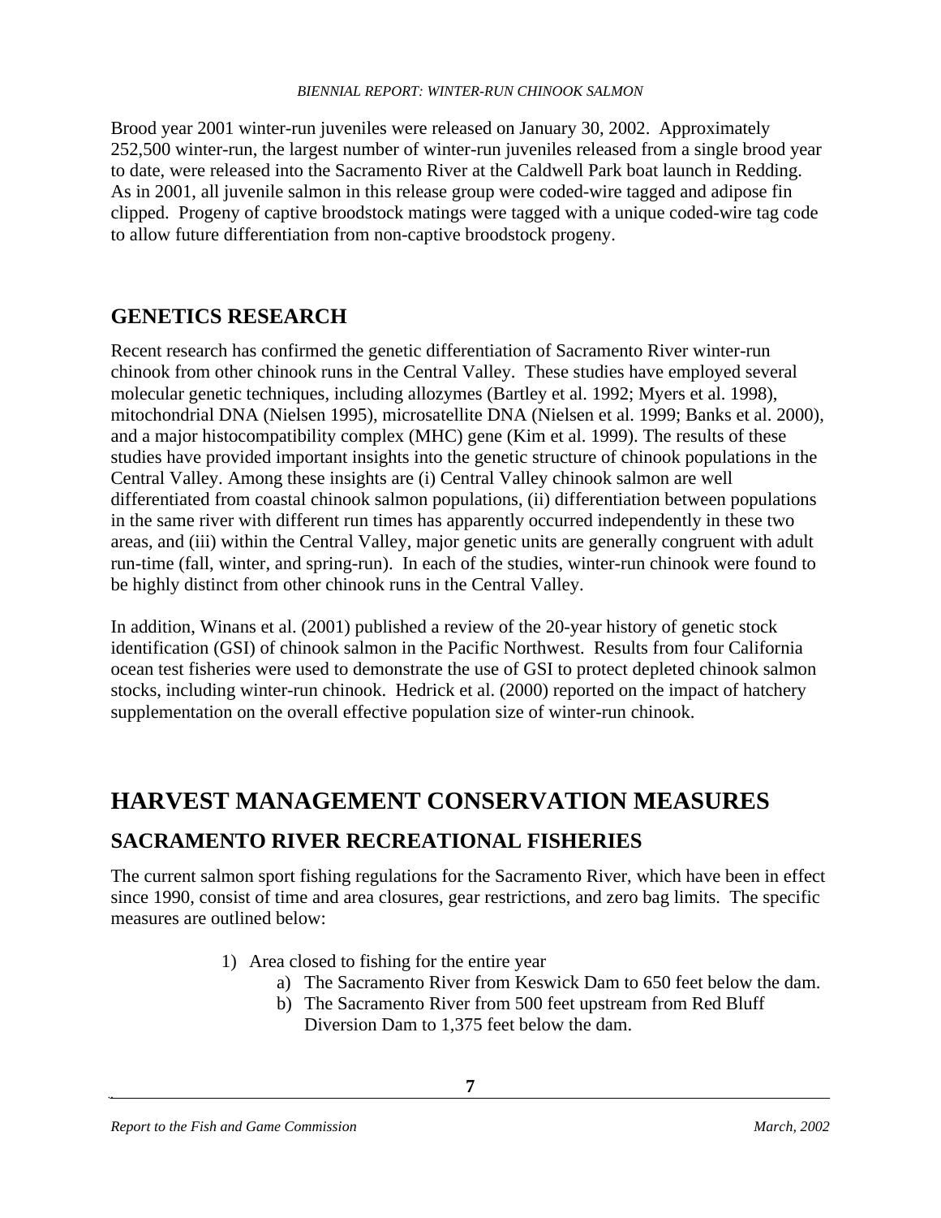Brood year 2001 winter-run juveniles were released on January 30, 2002. Approximately 252,500 winter-run, the largest number of winter-run juveniles released from a single brood year to date, were released into the Sacramento River at the Caldwell Park boat launch in Redding. As in 2001, all juvenile salmon in this release group were coded-wire tagged and adipose fin clipped. Progeny of captive broodstock matings were tagged with a unique coded-wire tag code to allow future differentiation from non-captive broodstock progeny.

## GENETICS RESEARCH

Recent research has confirmed the genetic differentiation of Sacramento River winter-run chinook from other chinook runs in the Central Valley. These studies have employed several molecular genetic techniques, including allozymes (Bartley et al. 1992; Myers et al. 1998), mitochondrial DNA (Nielsen 1995), microsatellite DNA (Nielsen et al. 1999; Banks et al. 2000), and a major histocompatibility complex (MHC) gene (Kim et al. 1999). The results of these studies have provided important insights into the genetic structure of chinook populations in the Central Valley. Among these insights are (i) Central Valley chinook salmon are well differentiated from coastal chinook salmon populations, (ii) differentiation between populations in the same river with different run times has apparently occurred independently in these two areas, and (iii) within the Central Valley, major genetic units are generally congruent with adult run-time (fall, winter, and spring-run). In each of the studies, winter-run chinook were found to be highly distinct from other chinook runs in the Central Valley.

In addition, Winans et al. (2001) published a review of the 20-year history of genetic stock identification (GSI) of chinook salmon in the Pacific Northwest. Results from four California ocean test fisheries were used to demonstrate the use of GSI to protect depleted chinook salmon stocks, including winter-run chinook. Hedrick et al. (2000) reported on the impact of hatchery supplementation on the overall effective population size of winter-run chinook.

# HARVEST MANAGEMENT CONSERVATION MEASURES

## SACRAMENTO RIVER RECREATIONAL FISHERIES

The current salmon sport fishing regulations for the Sacramento River, which have been in effect since 1990, consist of time and area closures, gear restrictions, and zero bag limits. The specific measures are outlined below:

1) Area closed to fishing for the entire year
    a) The Sacramento River from Keswick Dam to 650 feet below the dam.
    b) The Sacramento River from 500 feet upstream from Red Bluff Diversion Dam to 1,375 feet below the dam.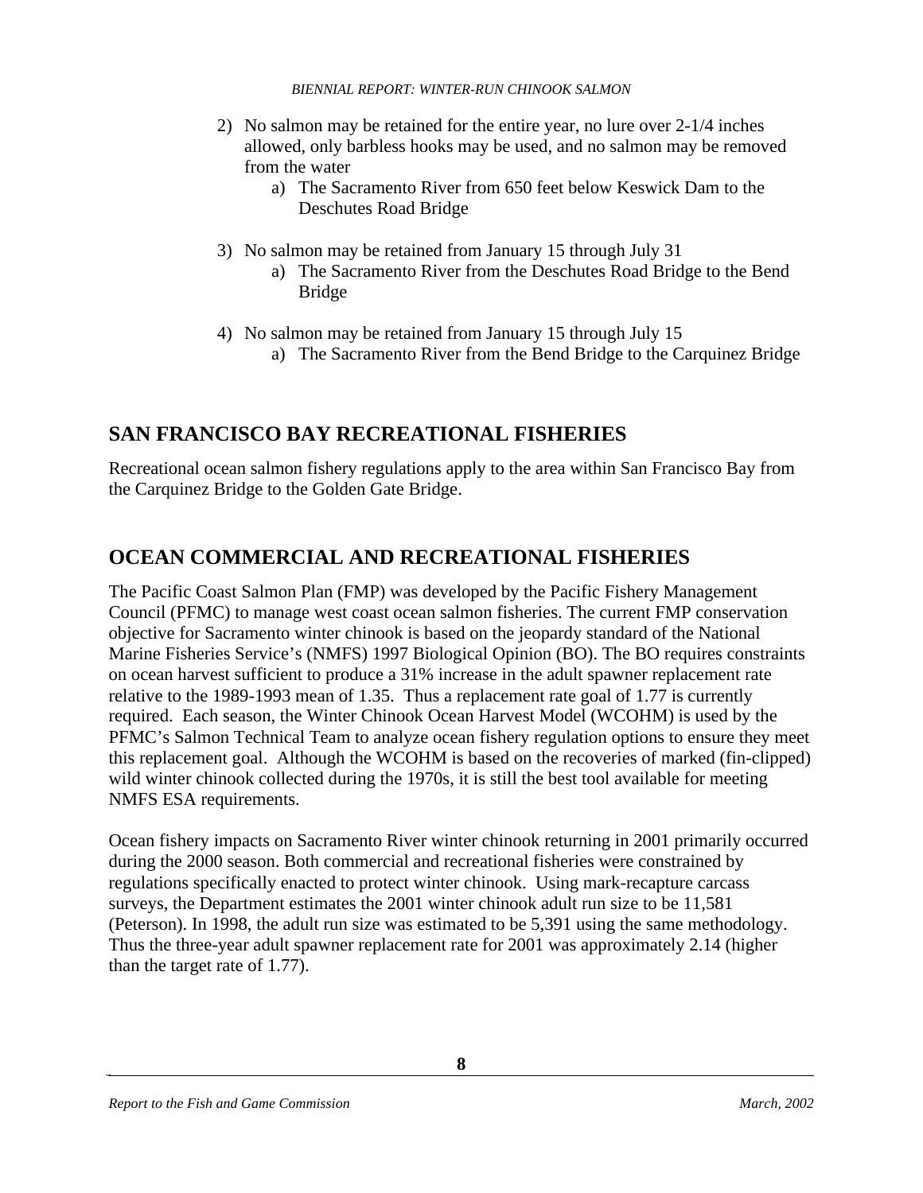2) No salmon may be retained for the entire year, no lure over 2-1/4 inches allowed, only barbless hooks may be used, and no salmon may be removed from the water
    a) The Sacramento River from 650 feet below Keswick Dam to the Deschutes Road Bridge

3) No salmon may be retained from January 15 through July 31
    a) The Sacramento River from the Deschutes Road Bridge to the Bend Bridge

4) No salmon may be retained from January 15 through July 15
    a) The Sacramento River from the Bend Bridge to the Carquinez Bridge

## SAN FRANCISCO BAY RECREATIONAL FISHERIES

Recreational ocean salmon fishery regulations apply to the area within San Francisco Bay from the Carquinez Bridge to the Golden Gate Bridge.

## OCEAN COMMERCIAL AND RECREATIONAL FISHERIES

The Pacific Coast Salmon Plan (FMP) was developed by the Pacific Fishery Management Council (PFMC) to manage west coast ocean salmon fisheries. The current FMP conservation objective for Sacramento winter chinook is based on the jeopardy standard of the National Marine Fisheries Service's (NMFS) 1997 Biological Opinion (BO). The BO requires constraints on ocean harvest sufficient to produce a 31% increase in the adult spawner replacement rate relative to the 1989-1993 mean of 1.35. Thus a replacement rate goal of 1.77 is currently required. Each season, the Winter Chinook Ocean Harvest Model (WCOHM) is used by the PFMC's Salmon Technical Team to analyze ocean fishery regulation options to ensure they meet this replacement goal. Although the WCOHM is based on the recoveries of marked (fin-clipped) wild winter chinook collected during the 1970s, it is still the best tool available for meeting NMFS ESA requirements.

Ocean fishery impacts on Sacramento River winter chinook returning in 2001 primarily occurred during the 2000 season. Both commercial and recreational fisheries were constrained by regulations specifically enacted to protect winter chinook. Using mark-recapture carcass surveys, the Department estimates the 2001 winter chinook adult run size to be 11,581 (Peterson). In 1998, the adult run size was estimated to be 5,391 using the same methodology. Thus the three-year adult spawner replacement rate for 2001 was approximately 2.14 (higher than the target rate of 1.77).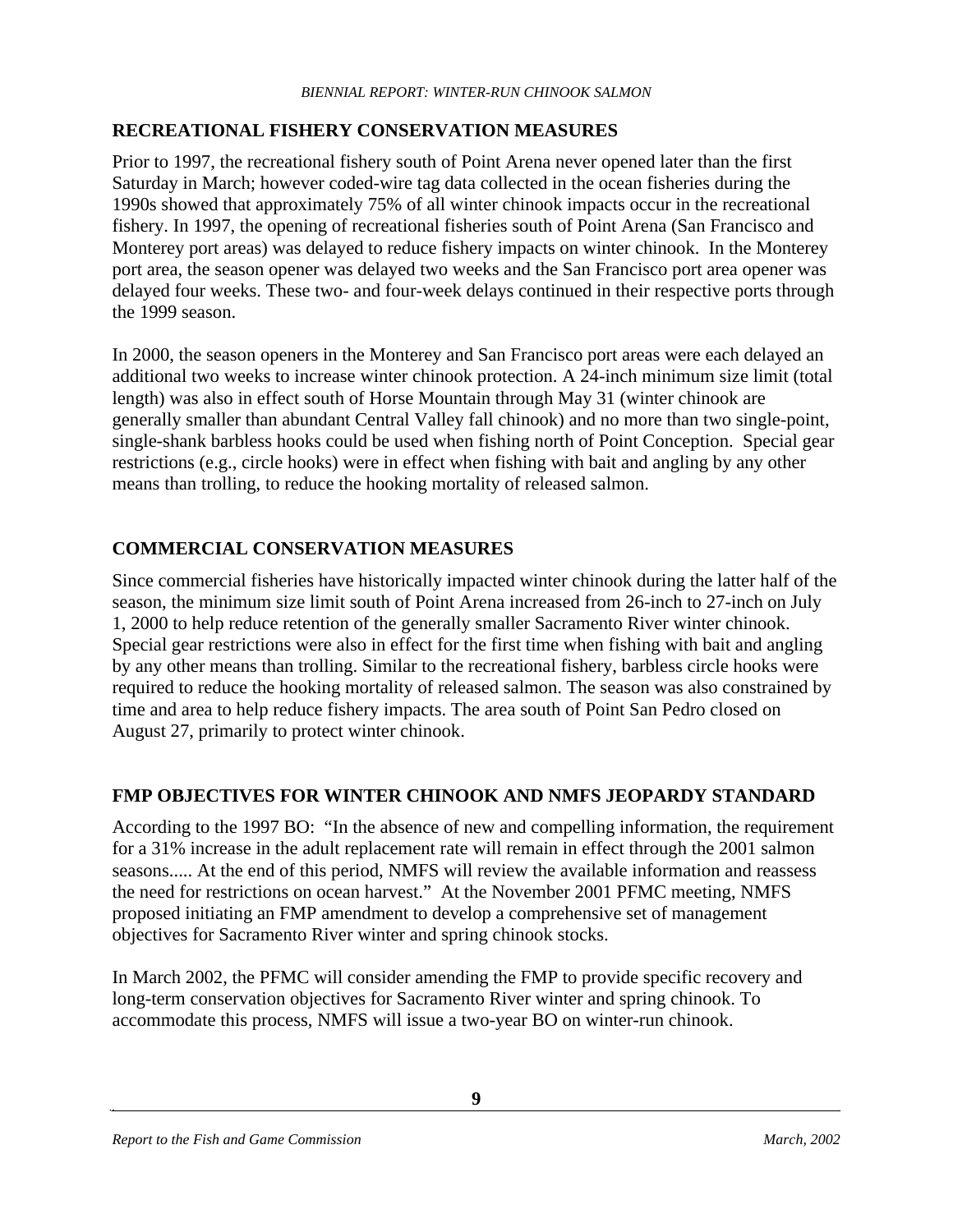## RECREATIONAL FISHERY CONSERVATION MEASURES

Prior to 1997, the recreational fishery south of Point Arena never opened later than the first Saturday in March; however coded-wire tag data collected in the ocean fisheries during the 1990s showed that approximately 75% of all winter chinook impacts occur in the recreational fishery. In 1997, the opening of recreational fisheries south of Point Arena (San Francisco and Monterey port areas) was delayed to reduce fishery impacts on winter chinook. In the Monterey port area, the season opener was delayed two weeks and the San Francisco port area opener was delayed four weeks. These two- and four-week delays continued in their respective ports through the 1999 season.

In 2000, the season openers in the Monterey and San Francisco port areas were each delayed an additional two weeks to increase winter chinook protection. A 24-inch minimum size limit (total length) was also in effect south of Horse Mountain through May 31 (winter chinook are generally smaller than abundant Central Valley fall chinook) and no more than two single-point, single-shank barbless hooks could be used when fishing north of Point Conception. Special gear restrictions (e.g., circle hooks) were in effect when fishing with bait and angling by any other means than trolling, to reduce the hooking mortality of released salmon.

## COMMERCIAL CONSERVATION MEASURES

Since commercial fisheries have historically impacted winter chinook during the latter half of the season, the minimum size limit south of Point Arena increased from 26-inch to 27-inch on July 1, 2000 to help reduce retention of the generally smaller Sacramento River winter chinook. Special gear restrictions were also in effect for the first time when fishing with bait and angling by any other means than trolling. Similar to the recreational fishery, barbless circle hooks were required to reduce the hooking mortality of released salmon. The season was also constrained by time and area to help reduce fishery impacts. The area south of Point San Pedro closed on August 27, primarily to protect winter chinook.

## FMP OBJECTIVES FOR WINTER CHINOOK AND NMFS JEOPARDY STANDARD

According to the 1997 BO: "In the absence of new and compelling information, the requirement for a 31% increase in the adult replacement rate will remain in effect through the 2001 salmon seasons..... At the end of this period, NMFS will review the available information and reassess the need for restrictions on ocean harvest." At the November 2001 PFMC meeting, NMFS proposed initiating an FMP amendment to develop a comprehensive set of management objectives for Sacramento River winter and spring chinook stocks.

In March 2002, the PFMC will consider amending the FMP to provide specific recovery and long-term conservation objectives for Sacramento River winter and spring chinook. To accommodate this process, NMFS will issue a two-year BO on winter-run chinook.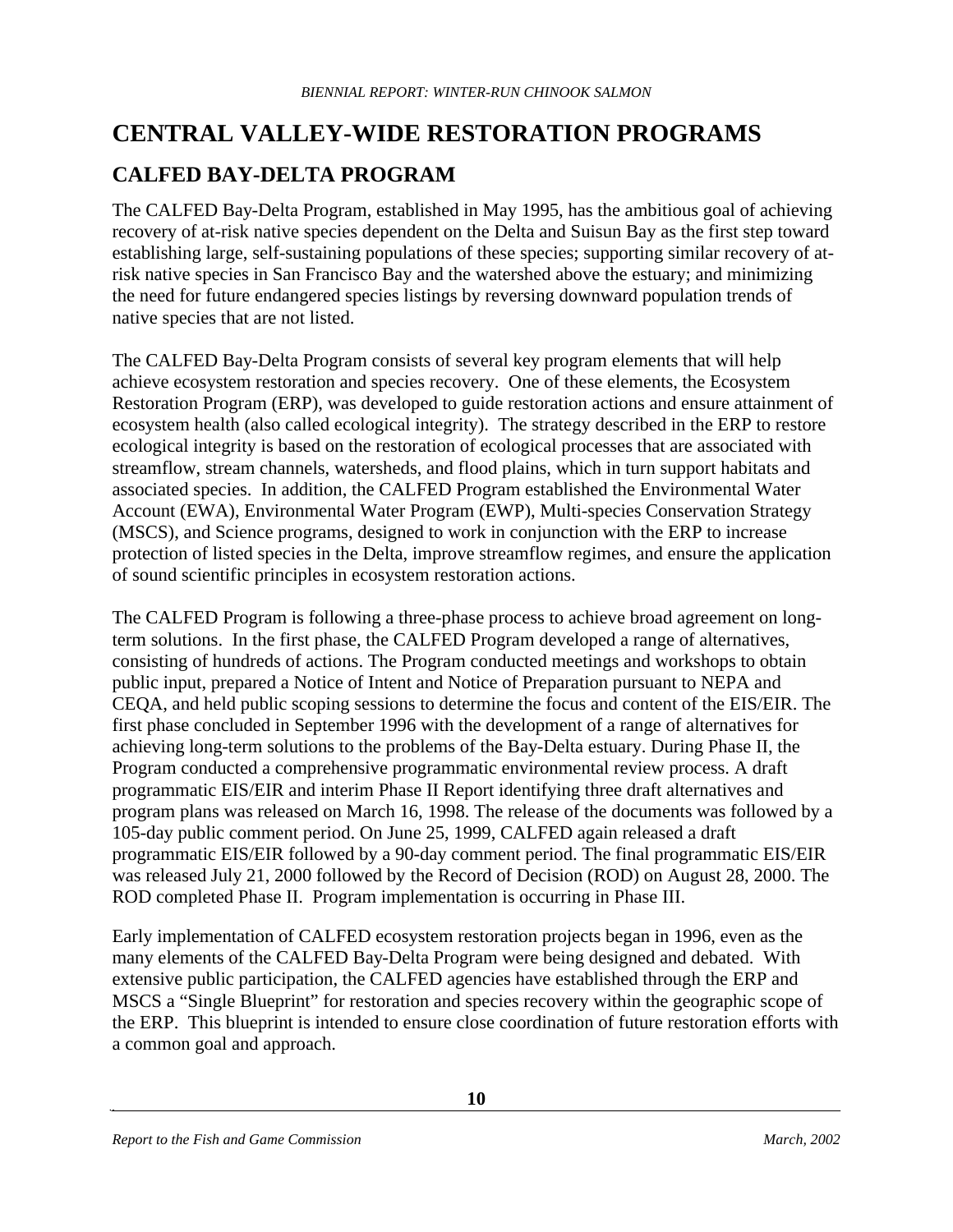# CENTRAL VALLEY-WIDE RESTORATION PROGRAMS

## CALFED BAY-DELTA PROGRAM

The CALFED Bay-Delta Program, established in May 1995, has the ambitious goal of achieving recovery of at-risk native species dependent on the Delta and Suisun Bay as the first step toward establishing large, self-sustaining populations of these species; supporting similar recovery of at-risk native species in San Francisco Bay and the watershed above the estuary; and minimizing the need for future endangered species listings by reversing downward population trends of native species that are not listed.

The CALFED Bay-Delta Program consists of several key program elements that will help achieve ecosystem restoration and species recovery. One of these elements, the Ecosystem Restoration Program (ERP), was developed to guide restoration actions and ensure attainment of ecosystem health (also called ecological integrity). The strategy described in the ERP to restore ecological integrity is based on the restoration of ecological processes that are associated with streamflow, stream channels, watersheds, and flood plains, which in turn support habitats and associated species. In addition, the CALFED Program established the Environmental Water Account (EWA), Environmental Water Program (EWP), Multi-species Conservation Strategy (MSCS), and Science programs, designed to work in conjunction with the ERP to increase protection of listed species in the Delta, improve streamflow regimes, and ensure the application of sound scientific principles in ecosystem restoration actions.

The CALFED Program is following a three-phase process to achieve broad agreement on long-term solutions. In the first phase, the CALFED Program developed a range of alternatives, consisting of hundreds of actions. The Program conducted meetings and workshops to obtain public input, prepared a Notice of Intent and Notice of Preparation pursuant to NEPA and CEQA, and held public scoping sessions to determine the focus and content of the EIS/EIR. The first phase concluded in September 1996 with the development of a range of alternatives for achieving long-term solutions to the problems of the Bay-Delta estuary. During Phase II, the Program conducted a comprehensive programmatic environmental review process. A draft programmatic EIS/EIR and interim Phase II Report identifying three draft alternatives and program plans was released on March 16, 1998. The release of the documents was followed by a 105-day public comment period. On June 25, 1999, CALFED again released a draft programmatic EIS/EIR followed by a 90-day comment period. The final programmatic EIS/EIR was released July 21, 2000 followed by the Record of Decision (ROD) on August 28, 2000. The ROD completed Phase II. Program implementation is occurring in Phase III.

Early implementation of CALFED ecosystem restoration projects began in 1996, even as the many elements of the CALFED Bay-Delta Program were being designed and debated. With extensive public participation, the CALFED agencies have established through the ERP and MSCS a "Single Blueprint" for restoration and species recovery within the geographic scope of the ERP. This blueprint is intended to ensure close coordination of future restoration efforts with a common goal and approach.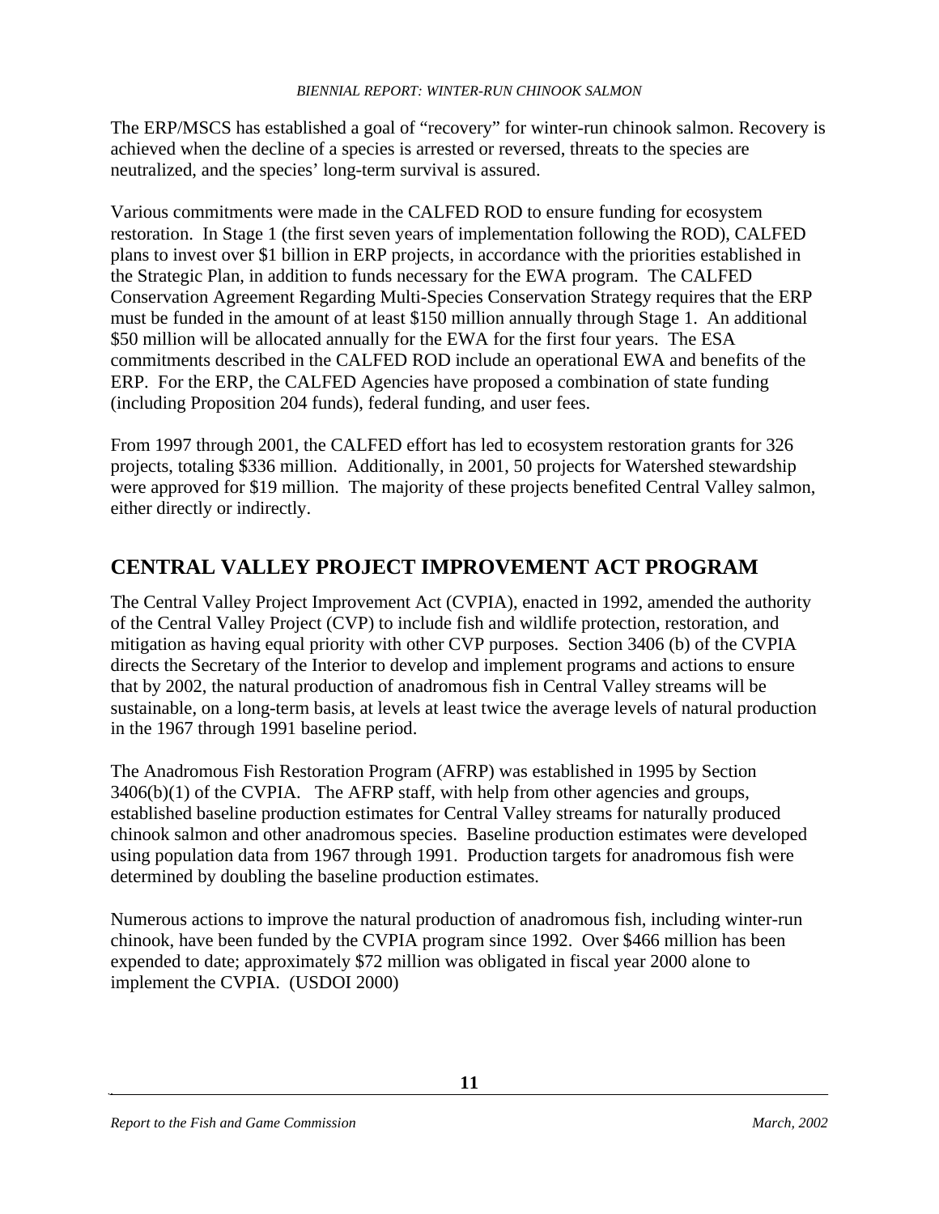The ERP/MSCS has established a goal of "recovery" for winter-run chinook salmon. Recovery is achieved when the decline of a species is arrested or reversed, threats to the species are neutralized, and the species' long-term survival is assured.

Various commitments were made in the CALFED ROD to ensure funding for ecosystem restoration. In Stage 1 (the first seven years of implementation following the ROD), CALFED plans to invest over $1 billion in ERP projects, in accordance with the priorities established in the Strategic Plan, in addition to funds necessary for the EWA program. The CALFED Conservation Agreement Regarding Multi-Species Conservation Strategy requires that the ERP must be funded in the amount of at least $150 million annually through Stage 1. An additional $50 million will be allocated annually for the EWA for the first four years. The ESA commitments described in the CALFED ROD include an operational EWA and benefits of the ERP. For the ERP, the CALFED Agencies have proposed a combination of state funding (including Proposition 204 funds), federal funding, and user fees.

From 1997 through 2001, the CALFED effort has led to ecosystem restoration grants for 326 projects, totaling $336 million. Additionally, in 2001, 50 projects for Watershed stewardship were approved for $19 million. The majority of these projects benefited Central Valley salmon, either directly or indirectly.

## CENTRAL VALLEY PROJECT IMPROVEMENT ACT PROGRAM

The Central Valley Project Improvement Act (CVPIA), enacted in 1992, amended the authority of the Central Valley Project (CVP) to include fish and wildlife protection, restoration, and mitigation as having equal priority with other CVP purposes. Section 3406 (b) of the CVPIA directs the Secretary of the Interior to develop and implement programs and actions to ensure that by 2002, the natural production of anadromous fish in Central Valley streams will be sustainable, on a long-term basis, at levels at least twice the average levels of natural production in the 1967 through 1991 baseline period.

The Anadromous Fish Restoration Program (AFRP) was established in 1995 by Section 3406(b)(1) of the CVPIA. The AFRP staff, with help from other agencies and groups, established baseline production estimates for Central Valley streams for naturally produced chinook salmon and other anadromous species. Baseline production estimates were developed using population data from 1967 through 1991. Production targets for anadromous fish were determined by doubling the baseline production estimates.

Numerous actions to improve the natural production of anadromous fish, including winter-run chinook, have been funded by the CVPIA program since 1992. Over $466 million has been expended to date; approximately $72 million was obligated in fiscal year 2000 alone to implement the CVPIA. (USDOI 2000)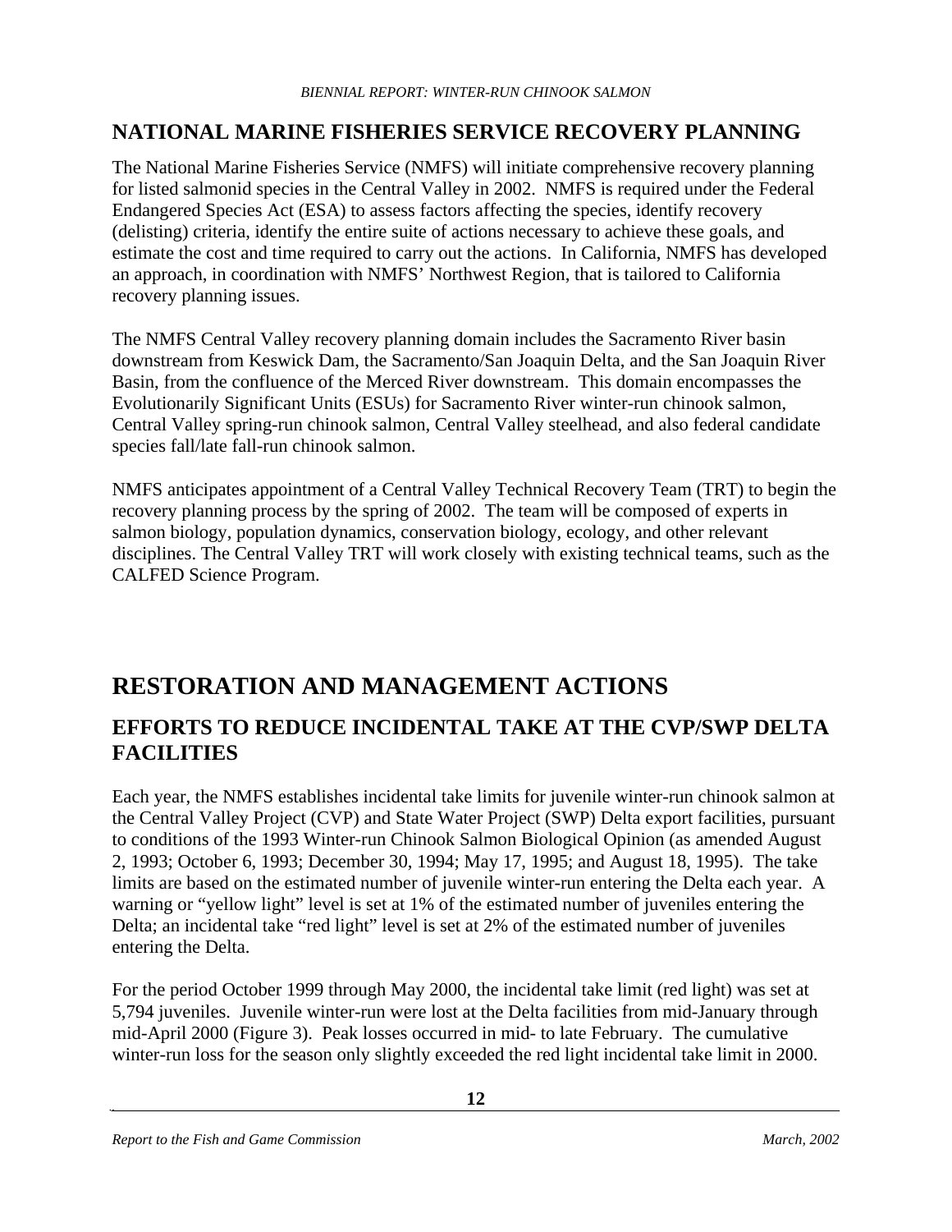## NATIONAL MARINE FISHERIES SERVICE RECOVERY PLANNING

The National Marine Fisheries Service (NMFS) will initiate comprehensive recovery planning for listed salmonid species in the Central Valley in 2002. NMFS is required under the Federal Endangered Species Act (ESA) to assess factors affecting the species, identify recovery (delisting) criteria, identify the entire suite of actions necessary to achieve these goals, and estimate the cost and time required to carry out the actions. In California, NMFS has developed an approach, in coordination with NMFS' Northwest Region, that is tailored to California recovery planning issues.

The NMFS Central Valley recovery planning domain includes the Sacramento River basin downstream from Keswick Dam, the Sacramento/San Joaquin Delta, and the San Joaquin River Basin, from the confluence of the Merced River downstream. This domain encompasses the Evolutionarily Significant Units (ESUs) for Sacramento River winter-run chinook salmon, Central Valley spring-run chinook salmon, Central Valley steelhead, and also federal candidate species fall/late fall-run chinook salmon.

NMFS anticipates appointment of a Central Valley Technical Recovery Team (TRT) to begin the recovery planning process by the spring of 2002. The team will be composed of experts in salmon biology, population dynamics, conservation biology, ecology, and other relevant disciplines. The Central Valley TRT will work closely with existing technical teams, such as the CALFED Science Program.

# RESTORATION AND MANAGEMENT ACTIONS

## EFFORTS TO REDUCE INCIDENTAL TAKE AT THE CVP/SWP DELTA FACILITIES

Each year, the NMFS establishes incidental take limits for juvenile winter-run chinook salmon at the Central Valley Project (CVP) and State Water Project (SWP) Delta export facilities, pursuant to conditions of the 1993 Winter-run Chinook Salmon Biological Opinion (as amended August 2, 1993; October 6, 1993; December 30, 1994; May 17, 1995; and August 18, 1995). The take limits are based on the estimated number of juvenile winter-run entering the Delta each year. A warning or "yellow light" level is set at 1% of the estimated number of juveniles entering the Delta; an incidental take "red light" level is set at 2% of the estimated number of juveniles entering the Delta.

For the period October 1999 through May 2000, the incidental take limit (red light) was set at 5,794 juveniles. Juvenile winter-run were lost at the Delta facilities from mid-January through mid-April 2000 (Figure 3). Peak losses occurred in mid- to late February. The cumulative winter-run loss for the season only slightly exceeded the red light incidental take limit in 2000.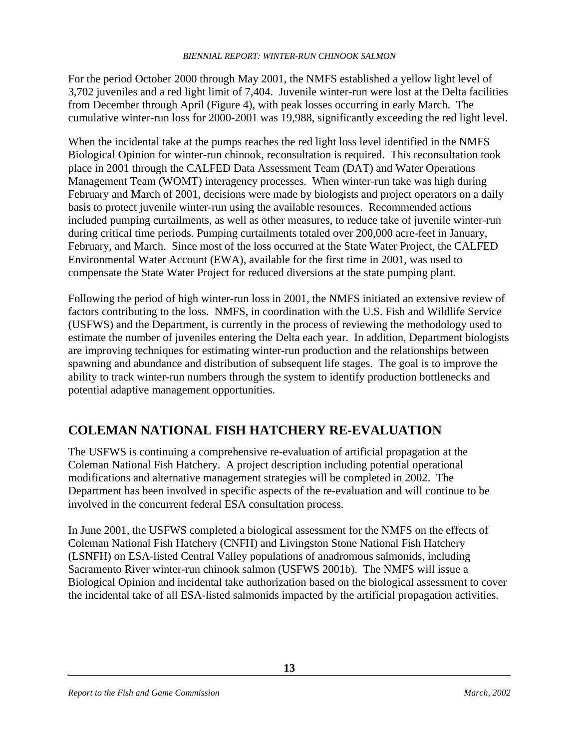For the period October 2000 through May 2001, the NMFS established a yellow light level of 3,702 juveniles and a red light limit of 7,404. Juvenile winter-run were lost at the Delta facilities from December through April (Figure 4), with peak losses occurring in early March. The cumulative winter-run loss for 2000-2001 was 19,988, significantly exceeding the red light level.

When the incidental take at the pumps reaches the red light loss level identified in the NMFS Biological Opinion for winter-run chinook, reconsultation is required. This reconsultation took place in 2001 through the CALFED Data Assessment Team (DAT) and Water Operations Management Team (WOMT) interagency processes. When winter-run take was high during February and March of 2001, decisions were made by biologists and project operators on a daily basis to protect juvenile winter-run using the available resources. Recommended actions included pumping curtailments, as well as other measures, to reduce take of juvenile winter-run during critical time periods. Pumping curtailments totaled over 200,000 acre-feet in January, February, and March. Since most of the loss occurred at the State Water Project, the CALFED Environmental Water Account (EWA), available for the first time in 2001, was used to compensate the State Water Project for reduced diversions at the state pumping plant.

Following the period of high winter-run loss in 2001, the NMFS initiated an extensive review of factors contributing to the loss. NMFS, in coordination with the U.S. Fish and Wildlife Service (USFWS) and the Department, is currently in the process of reviewing the methodology used to estimate the number of juveniles entering the Delta each year. In addition, Department biologists are improving techniques for estimating winter-run production and the relationships between spawning and abundance and distribution of subsequent life stages. The goal is to improve the ability to track winter-run numbers through the system to identify production bottlenecks and potential adaptive management opportunities.

## COLEMAN NATIONAL FISH HATCHERY RE-EVALUATION

The USFWS is continuing a comprehensive re-evaluation of artificial propagation at the Coleman National Fish Hatchery. A project description including potential operational modifications and alternative management strategies will be completed in 2002. The Department has been involved in specific aspects of the re-evaluation and will continue to be involved in the concurrent federal ESA consultation process.

In June 2001, the USFWS completed a biological assessment for the NMFS on the effects of Coleman National Fish Hatchery (CNFH) and Livingston Stone National Fish Hatchery (LSNFH) on ESA-listed Central Valley populations of anadromous salmonids, including Sacramento River winter-run chinook salmon (USFWS 2001b). The NMFS will issue a Biological Opinion and incidental take authorization based on the biological assessment to cover the incidental take of all ESA-listed salmonids impacted by the artificial propagation activities.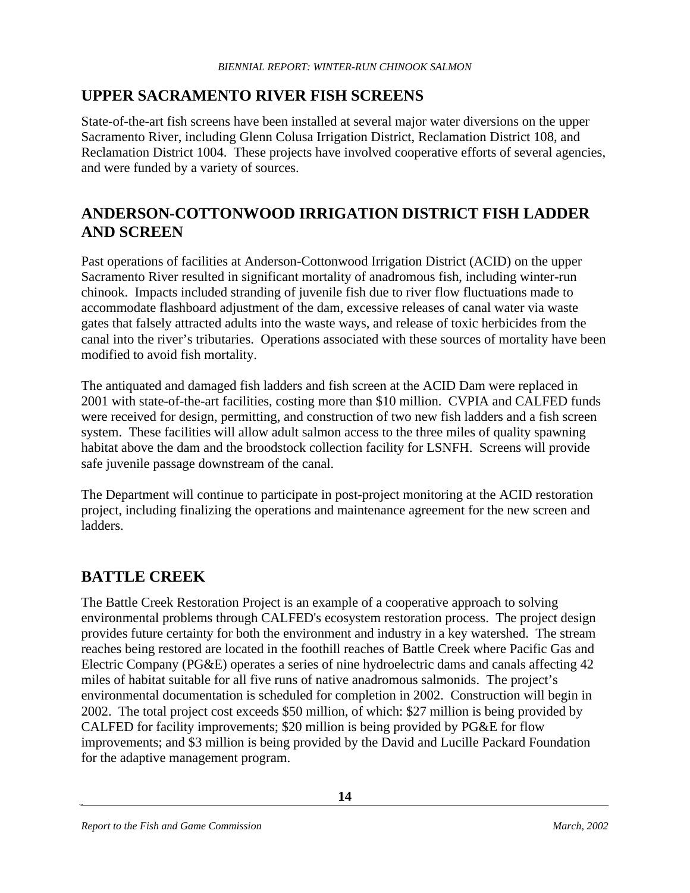## UPPER SACRAMENTO RIVER FISH SCREENS

State-of-the-art fish screens have been installed at several major water diversions on the upper Sacramento River, including Glenn Colusa Irrigation District, Reclamation District 108, and Reclamation District 1004. These projects have involved cooperative efforts of several agencies, and were funded by a variety of sources.

## ANDERSON-COTTONWOOD IRRIGATION DISTRICT FISH LADDER AND SCREEN

Past operations of facilities at Anderson-Cottonwood Irrigation District (ACID) on the upper Sacramento River resulted in significant mortality of anadromous fish, including winter-run chinook. Impacts included stranding of juvenile fish due to river flow fluctuations made to accommodate flashboard adjustment of the dam, excessive releases of canal water via waste gates that falsely attracted adults into the waste ways, and release of toxic herbicides from the canal into the river's tributaries. Operations associated with these sources of mortality have been modified to avoid fish mortality.

The antiquated and damaged fish ladders and fish screen at the ACID Dam were replaced in 2001 with state-of-the-art facilities, costing more than $10 million. CVPIA and CALFED funds were received for design, permitting, and construction of two new fish ladders and a fish screen system. These facilities will allow adult salmon access to the three miles of quality spawning habitat above the dam and the broodstock collection facility for LSNFH. Screens will provide safe juvenile passage downstream of the canal.

The Department will continue to participate in post-project monitoring at the ACID restoration project, including finalizing the operations and maintenance agreement for the new screen and ladders.

## BATTLE CREEK

The Battle Creek Restoration Project is an example of a cooperative approach to solving environmental problems through CALFED's ecosystem restoration process. The project design provides future certainty for both the environment and industry in a key watershed. The stream reaches being restored are located in the foothill reaches of Battle Creek where Pacific Gas and Electric Company (PG&E) operates a series of nine hydroelectric dams and canals affecting 42 miles of habitat suitable for all five runs of native anadromous salmonids. The project's environmental documentation is scheduled for completion in 2002. Construction will begin in 2002. The total project cost exceeds $50 million, of which: $27 million is being provided by CALFED for facility improvements; $20 million is being provided by PG&E for flow improvements; and $3 million is being provided by the David and Lucille Packard Foundation for the adaptive management program.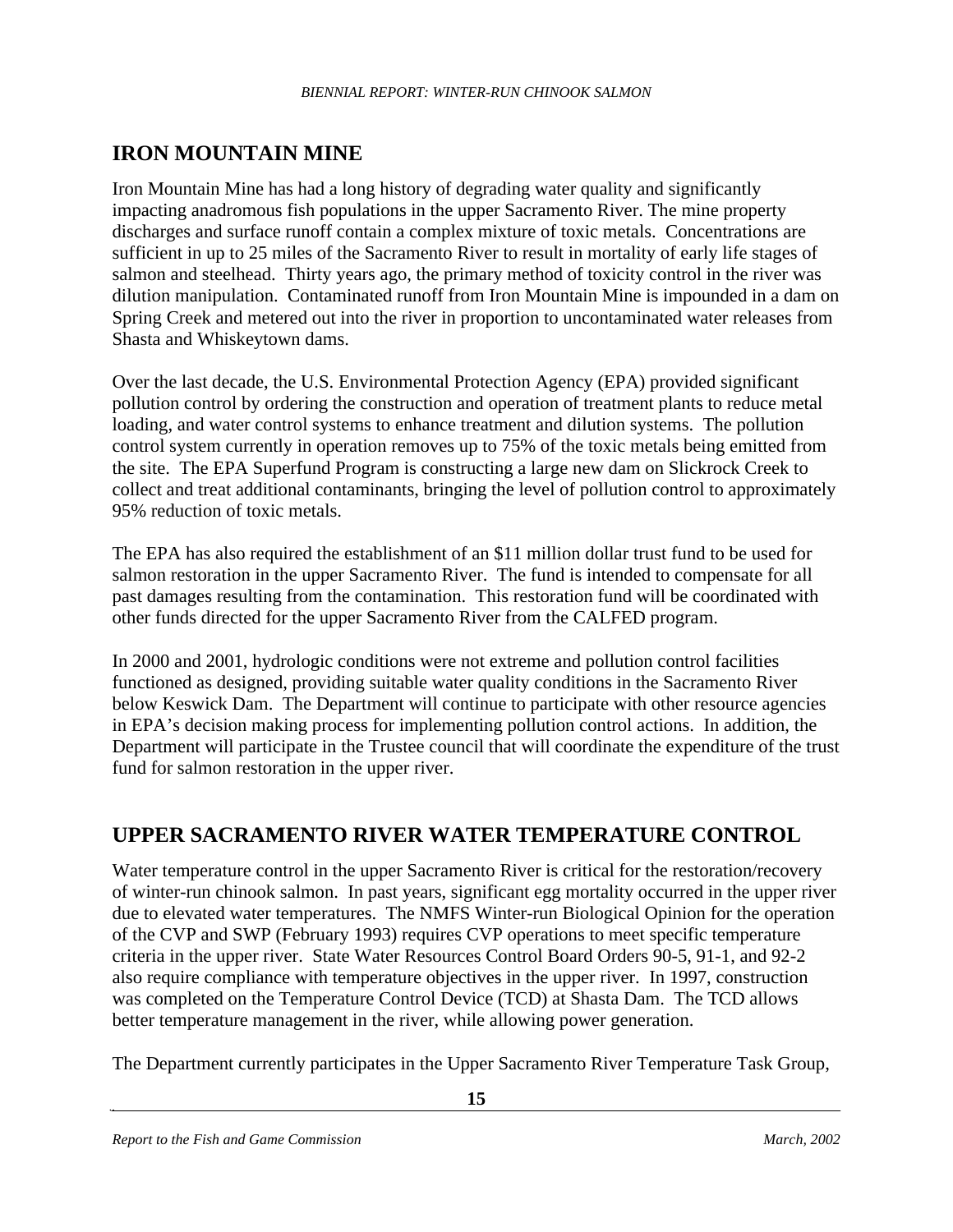## IRON MOUNTAIN MINE

Iron Mountain Mine has had a long history of degrading water quality and significantly impacting anadromous fish populations in the upper Sacramento River. The mine property discharges and surface runoff contain a complex mixture of toxic metals. Concentrations are sufficient in up to 25 miles of the Sacramento River to result in mortality of early life stages of salmon and steelhead. Thirty years ago, the primary method of toxicity control in the river was dilution manipulation. Contaminated runoff from Iron Mountain Mine is impounded in a dam on Spring Creek and metered out into the river in proportion to uncontaminated water releases from Shasta and Whiskeytown dams.

Over the last decade, the U.S. Environmental Protection Agency (EPA) provided significant pollution control by ordering the construction and operation of treatment plants to reduce metal loading, and water control systems to enhance treatment and dilution systems. The pollution control system currently in operation removes up to 75% of the toxic metals being emitted from the site. The EPA Superfund Program is constructing a large new dam on Slickrock Creek to collect and treat additional contaminants, bringing the level of pollution control to approximately 95% reduction of toxic metals.

The EPA has also required the establishment of an $11 million dollar trust fund to be used for salmon restoration in the upper Sacramento River. The fund is intended to compensate for all past damages resulting from the contamination. This restoration fund will be coordinated with other funds directed for the upper Sacramento River from the CALFED program.

In 2000 and 2001, hydrologic conditions were not extreme and pollution control facilities functioned as designed, providing suitable water quality conditions in the Sacramento River below Keswick Dam. The Department will continue to participate with other resource agencies in EPA's decision making process for implementing pollution control actions. In addition, the Department will participate in the Trustee council that will coordinate the expenditure of the trust fund for salmon restoration in the upper river.

## UPPER SACRAMENTO RIVER WATER TEMPERATURE CONTROL

Water temperature control in the upper Sacramento River is critical for the restoration/recovery of winter-run chinook salmon. In past years, significant egg mortality occurred in the upper river due to elevated water temperatures. The NMFS Winter-run Biological Opinion for the operation of the CVP and SWP (February 1993) requires CVP operations to meet specific temperature criteria in the upper river. State Water Resources Control Board Orders 90-5, 91-1, and 92-2 also require compliance with temperature objectives in the upper river. In 1997, construction was completed on the Temperature Control Device (TCD) at Shasta Dam. The TCD allows better temperature management in the river, while allowing power generation.

The Department currently participates in the Upper Sacramento River Temperature Task Group,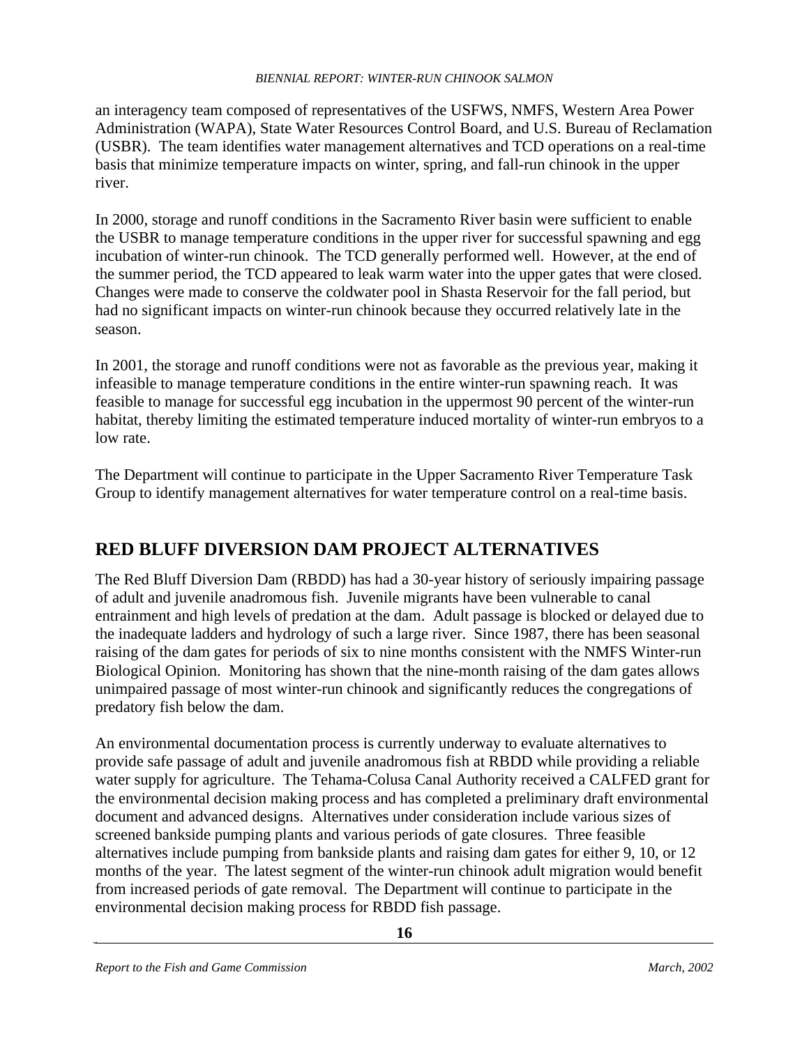an interagency team composed of representatives of the USFWS, NMFS, Western Area Power Administration (WAPA), State Water Resources Control Board, and U.S. Bureau of Reclamation (USBR). The team identifies water management alternatives and TCD operations on a real-time basis that minimize temperature impacts on winter, spring, and fall-run chinook in the upper river.

In 2000, storage and runoff conditions in the Sacramento River basin were sufficient to enable the USBR to manage temperature conditions in the upper river for successful spawning and egg incubation of winter-run chinook. The TCD generally performed well. However, at the end of the summer period, the TCD appeared to leak warm water into the upper gates that were closed. Changes were made to conserve the coldwater pool in Shasta Reservoir for the fall period, but had no significant impacts on winter-run chinook because they occurred relatively late in the season.

In 2001, the storage and runoff conditions were not as favorable as the previous year, making it infeasible to manage temperature conditions in the entire winter-run spawning reach. It was feasible to manage for successful egg incubation in the uppermost 90 percent of the winter-run habitat, thereby limiting the estimated temperature induced mortality of winter-run embryos to a low rate.

The Department will continue to participate in the Upper Sacramento River Temperature Task Group to identify management alternatives for water temperature control on a real-time basis.

## RED BLUFF DIVERSION DAM PROJECT ALTERNATIVES

The Red Bluff Diversion Dam (RBDD) has had a 30-year history of seriously impairing passage of adult and juvenile anadromous fish. Juvenile migrants have been vulnerable to canal entrainment and high levels of predation at the dam. Adult passage is blocked or delayed due to the inadequate ladders and hydrology of such a large river. Since 1987, there has been seasonal raising of the dam gates for periods of six to nine months consistent with the NMFS Winter-run Biological Opinion. Monitoring has shown that the nine-month raising of the dam gates allows unimpaired passage of most winter-run chinook and significantly reduces the congregations of predatory fish below the dam.

An environmental documentation process is currently underway to evaluate alternatives to provide safe passage of adult and juvenile anadromous fish at RBDD while providing a reliable water supply for agriculture. The Tehama-Colusa Canal Authority received a CALFED grant for the environmental decision making process and has completed a preliminary draft environmental document and advanced designs. Alternatives under consideration include various sizes of screened bankside pumping plants and various periods of gate closures. Three feasible alternatives include pumping from bankside plants and raising dam gates for either 9, 10, or 12 months of the year. The latest segment of the winter-run chinook adult migration would benefit from increased periods of gate removal. The Department will continue to participate in the environmental decision making process for RBDD fish passage.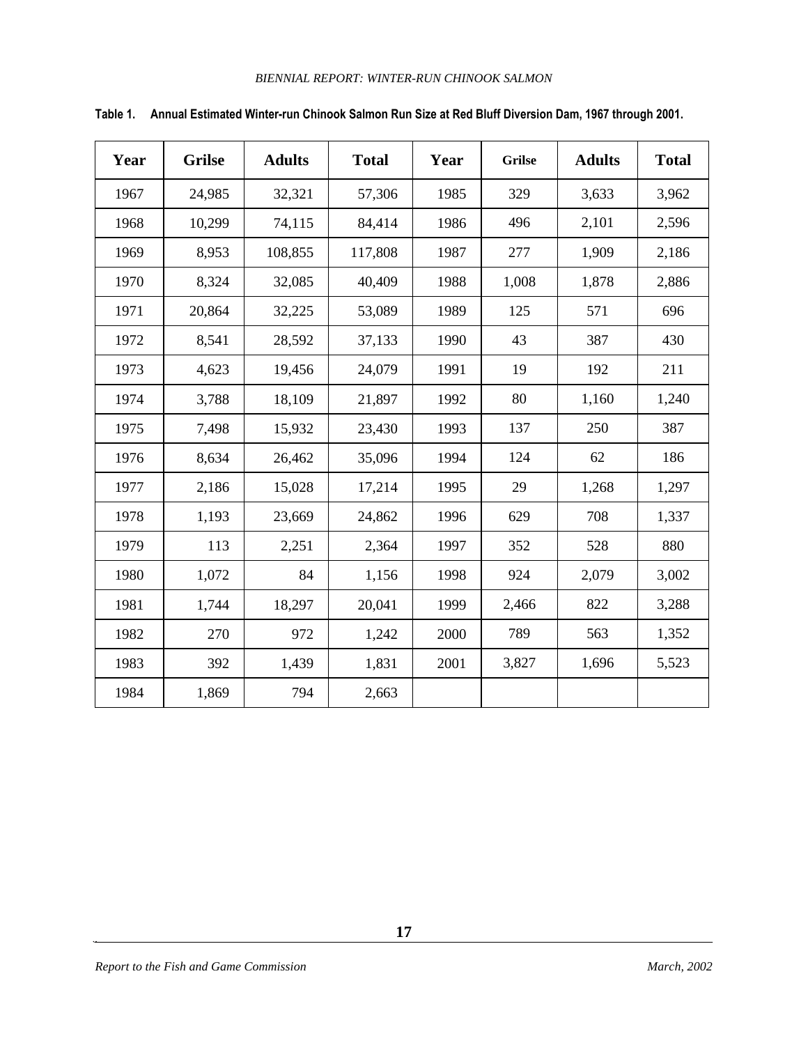**Table 1. Annual Estimated Winter-run Chinook Salmon Run Size at Red Bluff Diversion Dam, 1967 through 2001.**

| Year | Grilse | Adults | Total | Year | Grilse | Adults | Total |
|---|---|---|---|---|---|---|---|
| 1967 | 24,985 | 32,321 | 57,306 | 1985 | 329 | 3,633 | 3,962 |
| 1968 | 10,299 | 74,115 | 84,414 | 1986 | 496 | 2,101 | 2,596 |
| 1969 | 8,953 | 108,855 | 117,808 | 1987 | 277 | 1,909 | 2,186 |
| 1970 | 8,324 | 32,085 | 40,409 | 1988 | 1,008 | 1,878 | 2,886 |
| 1971 | 20,864 | 32,225 | 53,089 | 1989 | 125 | 571 | 696 |
| 1972 | 8,541 | 28,592 | 37,133 | 1990 | 43 | 387 | 430 |
| 1973 | 4,623 | 19,456 | 24,079 | 1991 | 19 | 192 | 211 |
| 1974 | 3,788 | 18,109 | 21,897 | 1992 | 80 | 1,160 | 1,240 |
| 1975 | 7,498 | 15,932 | 23,430 | 1993 | 137 | 250 | 387 |
| 1976 | 8,634 | 26,462 | 35,096 | 1994 | 124 | 62 | 186 |
| 1977 | 2,186 | 15,028 | 17,214 | 1995 | 29 | 1,268 | 1,297 |
| 1978 | 1,193 | 23,669 | 24,862 | 1996 | 629 | 708 | 1,337 |
| 1979 | 113 | 2,251 | 2,364 | 1997 | 352 | 528 | 880 |
| 1980 | 1,072 | 84 | 1,156 | 1998 | 924 | 2,079 | 3,002 |
| 1981 | 1,744 | 18,297 | 20,041 | 1999 | 2,466 | 822 | 3,288 |
| 1982 | 270 | 972 | 1,242 | 2000 | 789 | 563 | 1,352 |
| 1983 | 392 | 1,439 | 1,831 | 2001 | 3,827 | 1,696 | 5,523 |
| 1984 | 1,869 | 794 | 2,663 | | | | |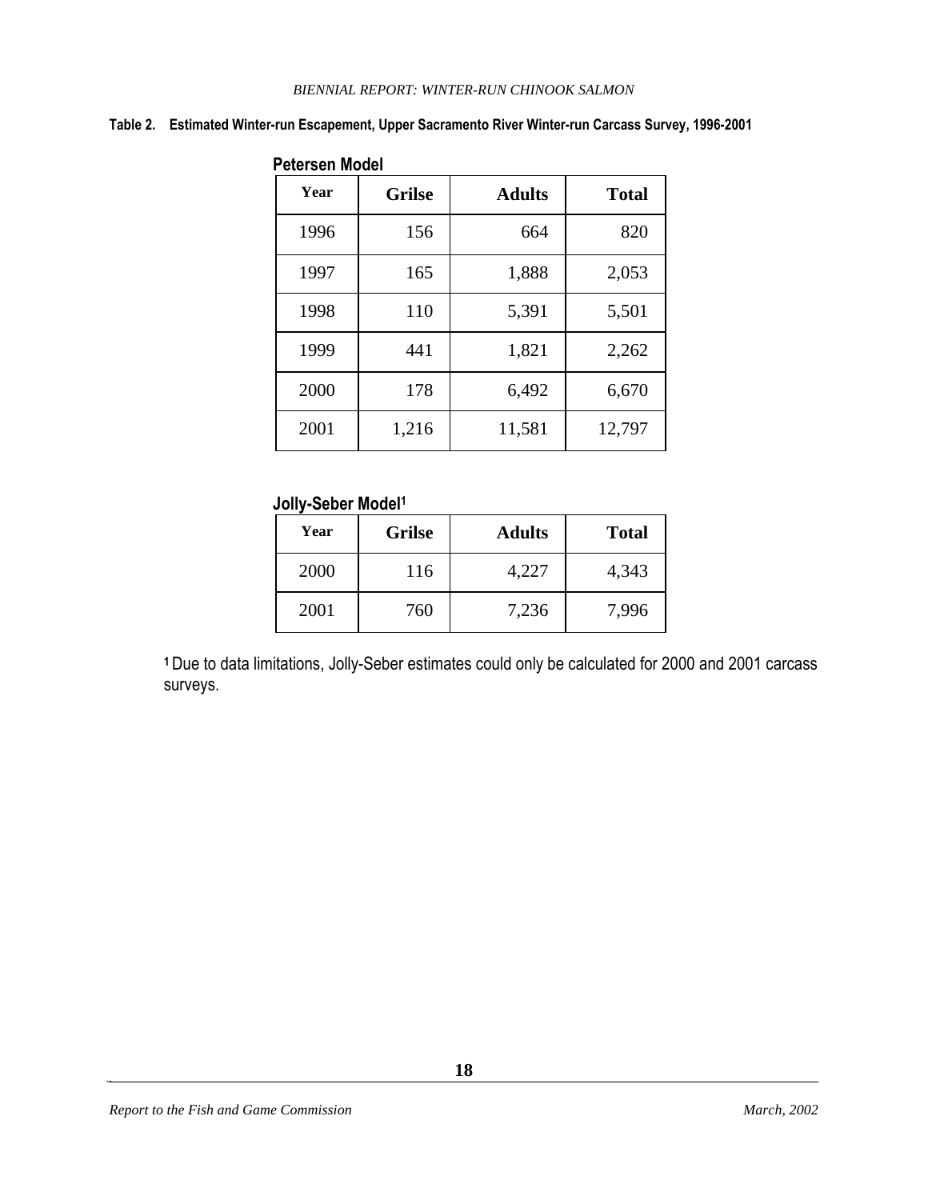**Table 2. Estimated Winter-run Escapement, Upper Sacramento River Winter-run Carcass Survey, 1996-2001**

**Petersen Model**

| Year | Grilse | Adults | Total |
|---|---|---|---|
| 1996 | 156 | 664 | 820 |
| 1997 | 165 | 1,888 | 2,053 |
| 1998 | 110 | 5,391 | 5,501 |
| 1999 | 441 | 1,821 | 2,262 |
| 2000 | 178 | 6,492 | 6,670 |
| 2001 | 1,216 | 11,581 | 12,797 |

**Jolly-Seber Model[1]**

| Year | Grilse | Adults | Total |
|---|---|---|---|
| 2000 | 116 | 4,227 | 4,343 |
| 2001 | 760 | 7,236 | 7,996 |

[1] Due to data limitations, Jolly-Seber estimates could only be calculated for 2000 and 2001 carcass surveys.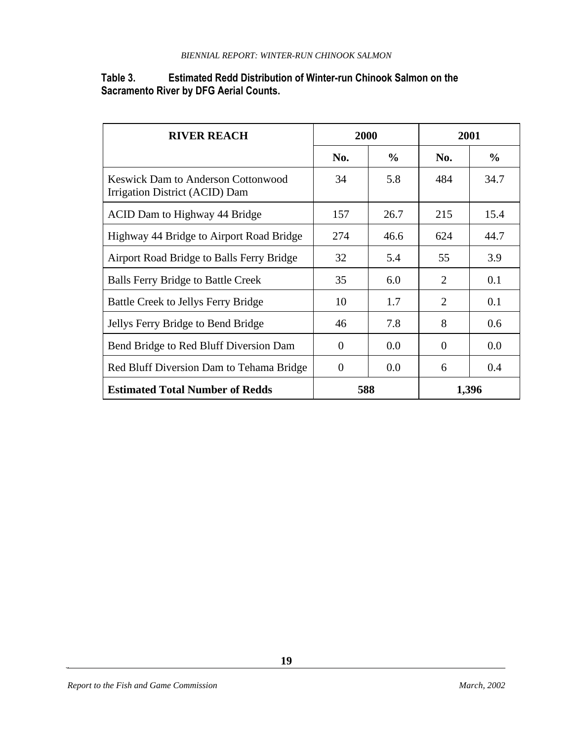**Table 3. Estimated Redd Distribution of Winter-run Chinook Salmon on the Sacramento River by DFG Aerial Counts.**

| RIVER REACH | 2000 | | 2001 | |
|---|---|---|---|---|
| | No. | % | No. | % |
| Keswick Dam to Anderson Cottonwood Irrigation District (ACID) Dam | 34 | 5.8 | 484 | 34.7 |
| ACID Dam to Highway 44 Bridge | 157 | 26.7 | 215 | 15.4 |
| Highway 44 Bridge to Airport Road Bridge | 274 | 46.6 | 624 | 44.7 |
| Airport Road Bridge to Balls Ferry Bridge | 32 | 5.4 | 55 | 3.9 |
| Balls Ferry Bridge to Battle Creek | 35 | 6.0 | 2 | 0.1 |
| Battle Creek to Jellys Ferry Bridge | 10 | 1.7 | 2 | 0.1 |
| Jellys Ferry Bridge to Bend Bridge | 46 | 7.8 | 8 | 0.6 |
| Bend Bridge to Red Bluff Diversion Dam | 0 | 0.0 | 0 | 0.0 |
| Red Bluff Diversion Dam to Tehama Bridge | 0 | 0.0 | 6 | 0.4 |
| **Estimated Total Number of Redds** | **588** | | **1,396** | |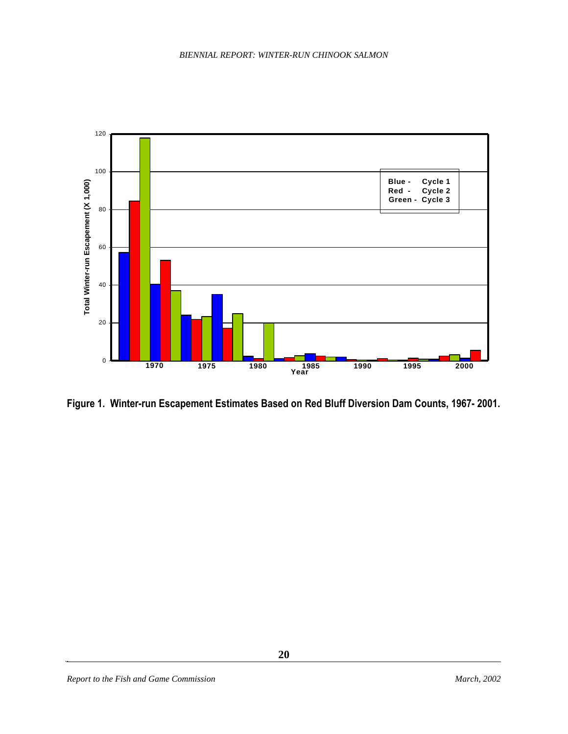Figure 1. Winter-run Escapement Estimates Based on Red Bluff Diversion Dam Counts, 1967- 2001.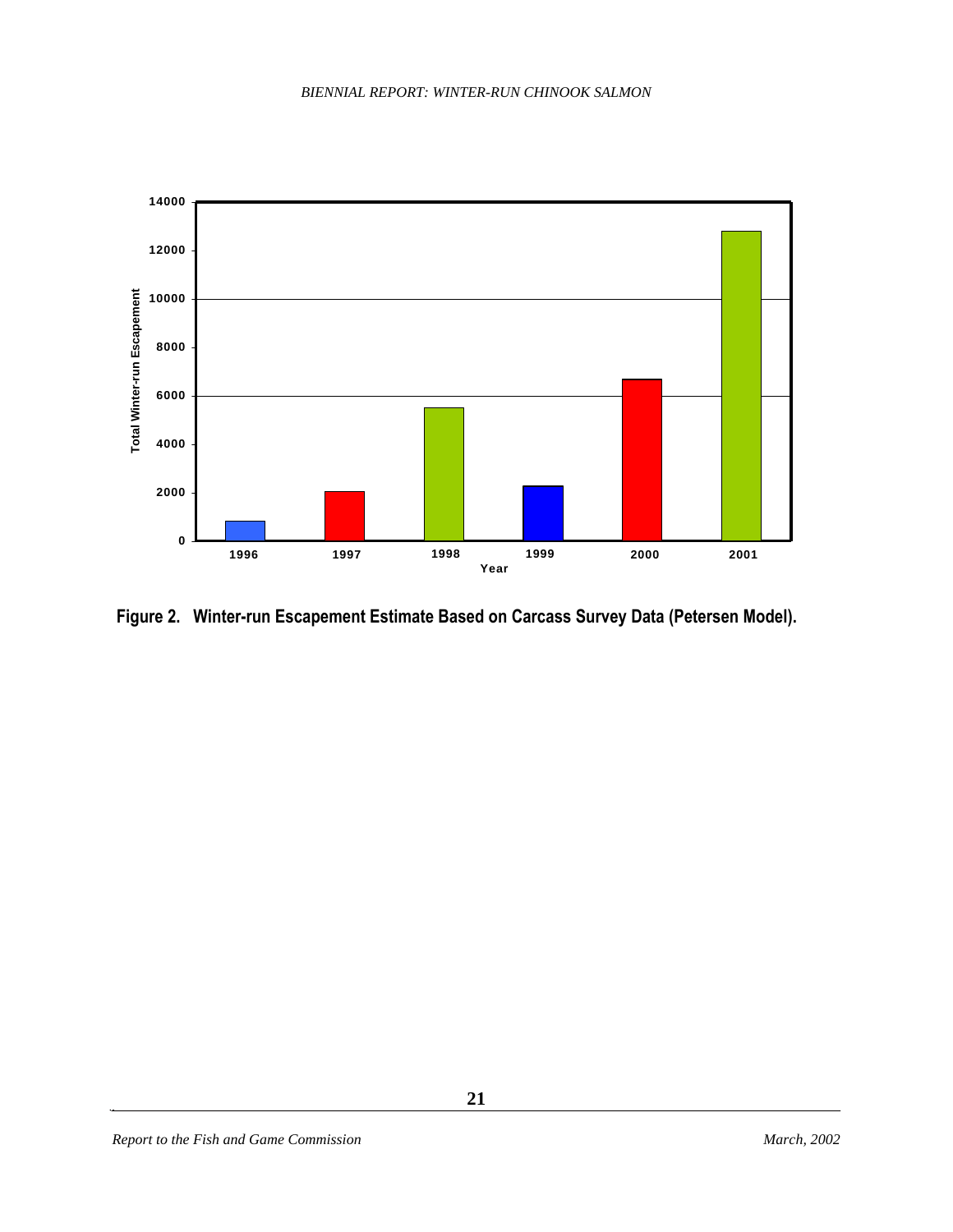Figure 2. Winter-run Escapement Estimate Based on Carcass Survey Data (Petersen Model).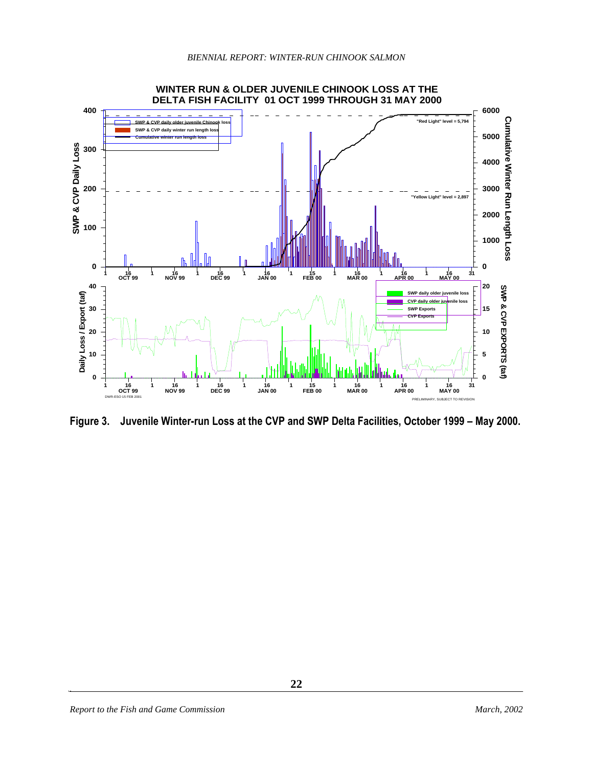WINTER RUN & OLDER JUVENILE CHINOOK LOSS AT THE DELTA FISH FACILITY 01 OCT 1999 THROUGH 31 MAY 2000

SWP & CVP daily older juvenile Chinook loss

SWP & CVP daily winter run length loss

Cumulative winter run length loss

"Red Light" level = 5,794

"Yellow Light" level = 2,897

SWP daily older juvenile loss

CVP daily older juvenile loss

SWP Exports

CVP Exports

DWR-ESO 15 FEB 2001

PRELIMINARY, SUBJECT TO REVISION

**Figure 3. Juvenile Winter-run Loss at the CVP and SWP Delta Facilities, October 1999 – May 2000.**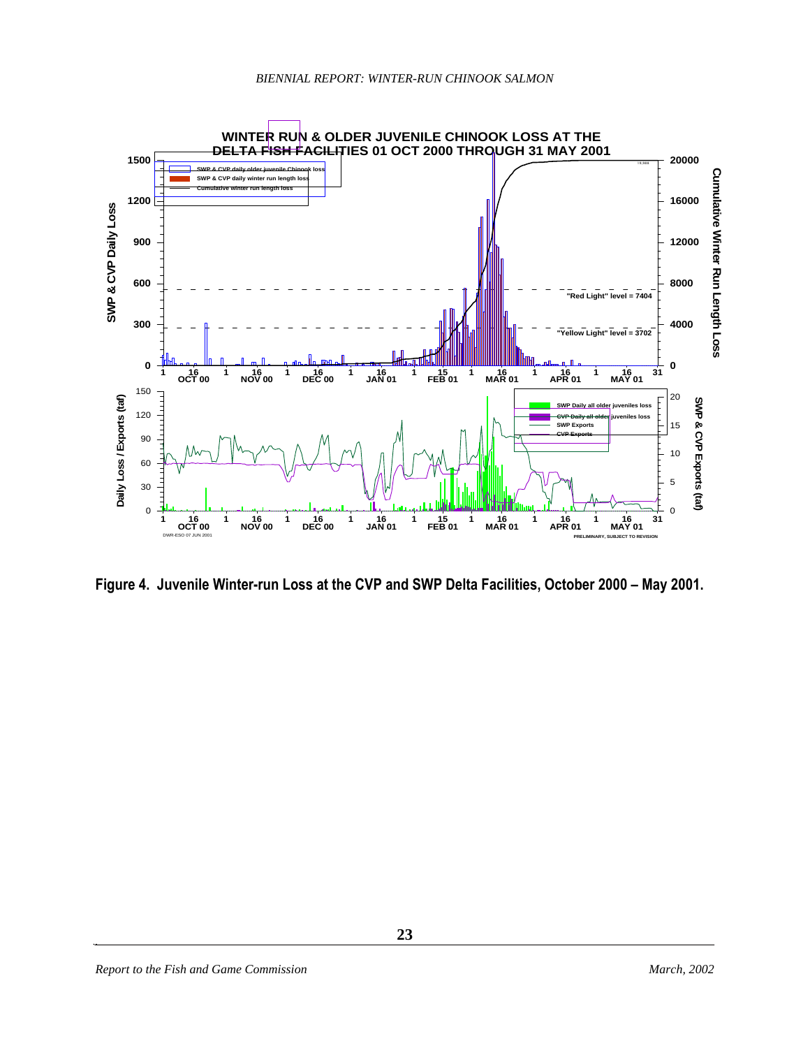Figure 4. Juvenile Winter-run Loss at the CVP and SWP Delta Facilities, October 2000 – May 2001.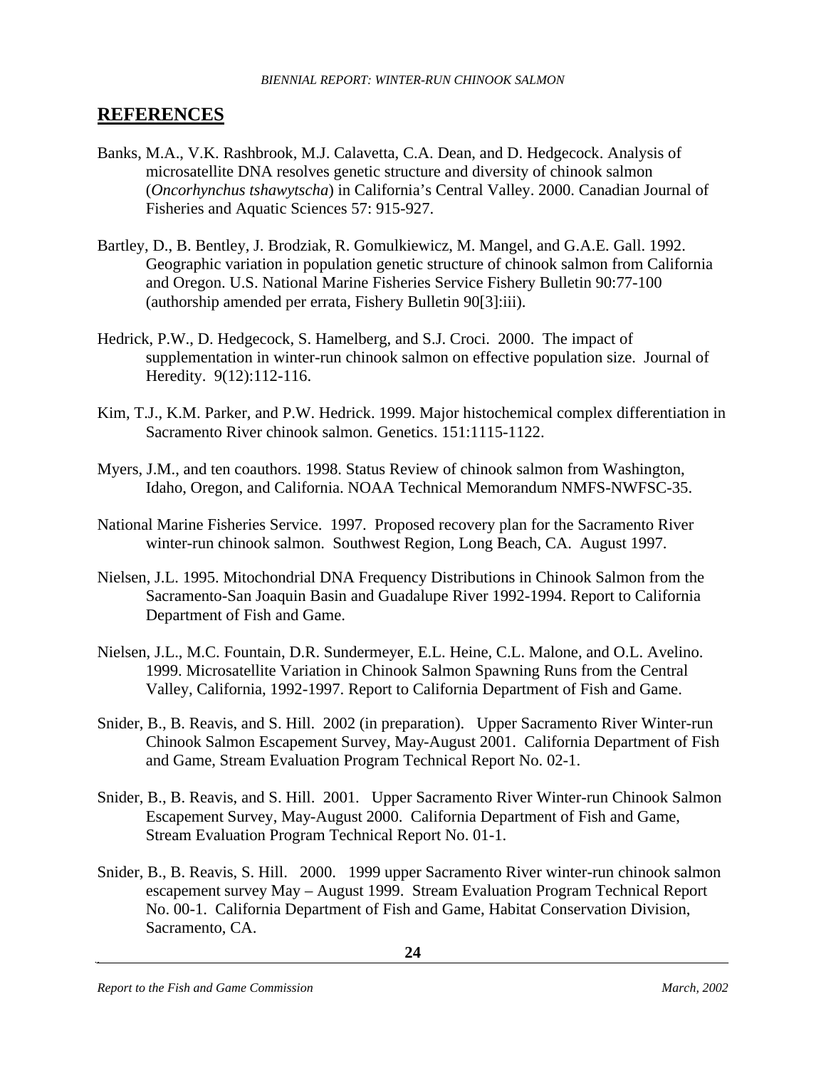## REFERENCES

Banks, M.A., V.K. Rashbrook, M.J. Calavetta, C.A. Dean, and D. Hedgecock. Analysis of microsatellite DNA resolves genetic structure and diversity of chinook salmon (*Oncorhynchus tshawytscha*) in California's Central Valley. 2000. Canadian Journal of Fisheries and Aquatic Sciences 57: 915-927.

Bartley, D., B. Bentley, J. Brodziak, R. Gomulkiewicz, M. Mangel, and G.A.E. Gall. 1992. Geographic variation in population genetic structure of chinook salmon from California and Oregon. U.S. National Marine Fisheries Service Fishery Bulletin 90:77-100 (authorship amended per errata, Fishery Bulletin 90[3]:iii).

Hedrick, P.W., D. Hedgecock, S. Hamelberg, and S.J. Croci. 2000. The impact of supplementation in winter-run chinook salmon on effective population size. Journal of Heredity. 9(12):112-116.

Kim, T.J., K.M. Parker, and P.W. Hedrick. 1999. Major histochemical complex differentiation in Sacramento River chinook salmon. Genetics. 151:1115-1122.

Myers, J.M., and ten coauthors. 1998. Status Review of chinook salmon from Washington, Idaho, Oregon, and California. NOAA Technical Memorandum NMFS-NWFSC-35.

National Marine Fisheries Service. 1997. Proposed recovery plan for the Sacramento River winter-run chinook salmon. Southwest Region, Long Beach, CA. August 1997.

Nielsen, J.L. 1995. Mitochondrial DNA Frequency Distributions in Chinook Salmon from the Sacramento-San Joaquin Basin and Guadalupe River 1992-1994. Report to California Department of Fish and Game.

Nielsen, J.L., M.C. Fountain, D.R. Sundermeyer, E.L. Heine, C.L. Malone, and O.L. Avelino. 1999. Microsatellite Variation in Chinook Salmon Spawning Runs from the Central Valley, California, 1992-1997. Report to California Department of Fish and Game.

Snider, B., B. Reavis, and S. Hill. 2002 (in preparation). Upper Sacramento River Winter-run Chinook Salmon Escapement Survey, May-August 2001. California Department of Fish and Game, Stream Evaluation Program Technical Report No. 02-1.

Snider, B., B. Reavis, and S. Hill. 2001. Upper Sacramento River Winter-run Chinook Salmon Escapement Survey, May-August 2000. California Department of Fish and Game, Stream Evaluation Program Technical Report No. 01-1.

Snider, B., B. Reavis, S. Hill. 2000. 1999 upper Sacramento River winter-run chinook salmon escapement survey May – August 1999. Stream Evaluation Program Technical Report No. 00-1. California Department of Fish and Game, Habitat Conservation Division, Sacramento, CA.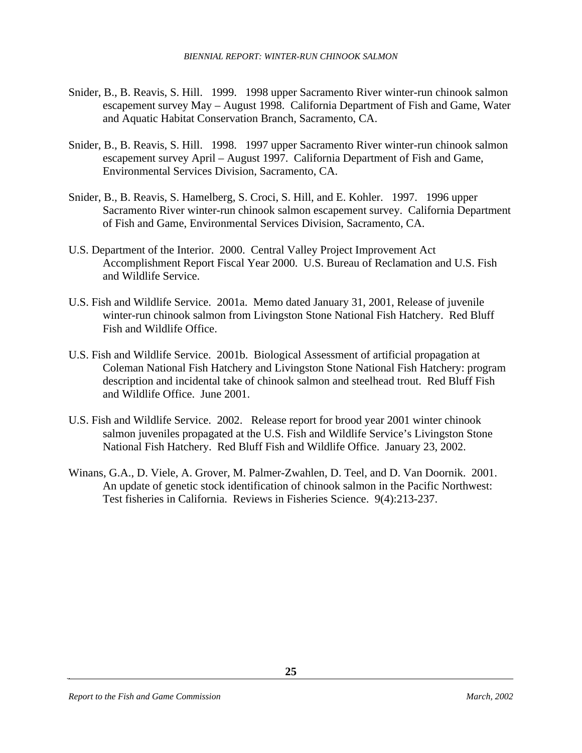Snider, B., B. Reavis, S. Hill. 1999. 1998 upper Sacramento River winter-run chinook salmon escapement survey May – August 1998. California Department of Fish and Game, Water and Aquatic Habitat Conservation Branch, Sacramento, CA.

Snider, B., B. Reavis, S. Hill. 1998. 1997 upper Sacramento River winter-run chinook salmon escapement survey April – August 1997. California Department of Fish and Game, Environmental Services Division, Sacramento, CA.

Snider, B., B. Reavis, S. Hamelberg, S. Croci, S. Hill, and E. Kohler. 1997. 1996 upper Sacramento River winter-run chinook salmon escapement survey. California Department of Fish and Game, Environmental Services Division, Sacramento, CA.

U.S. Department of the Interior. 2000. Central Valley Project Improvement Act Accomplishment Report Fiscal Year 2000. U.S. Bureau of Reclamation and U.S. Fish and Wildlife Service.

U.S. Fish and Wildlife Service. 2001a. Memo dated January 31, 2001, Release of juvenile winter-run chinook salmon from Livingston Stone National Fish Hatchery. Red Bluff Fish and Wildlife Office.

U.S. Fish and Wildlife Service. 2001b. Biological Assessment of artificial propagation at Coleman National Fish Hatchery and Livingston Stone National Fish Hatchery: program description and incidental take of chinook salmon and steelhead trout. Red Bluff Fish and Wildlife Office. June 2001.

U.S. Fish and Wildlife Service. 2002. Release report for brood year 2001 winter chinook salmon juveniles propagated at the U.S. Fish and Wildlife Service's Livingston Stone National Fish Hatchery. Red Bluff Fish and Wildlife Office. January 23, 2002.

Winans, G.A., D. Viele, A. Grover, M. Palmer-Zwahlen, D. Teel, and D. Van Doornik. 2001. An update of genetic stock identification of chinook salmon in the Pacific Northwest: Test fisheries in California. Reviews in Fisheries Science. 9(4):213-237.